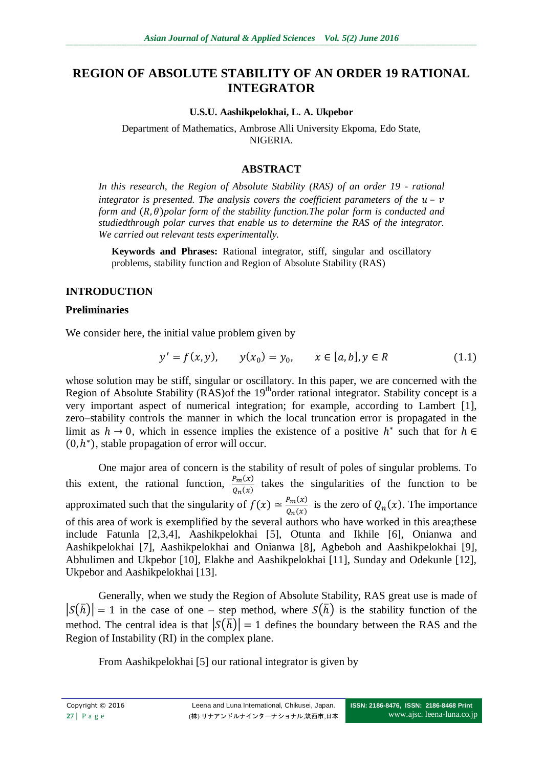# REGION OF ABSOLUTE STABILITY OF AN ORDER 19 RATIONAL INTEGRATOR

**U.S.U. Aashikpelokhai, L. A. Ukpebor**

Department of Mathematics, Ambrose Alli University Ekpoma, Edo State, NIGERIA.

## ABSTRACT

*In this research, the Region of Absolute Stability (RAS) of an order 19 - rational integrator is presented. The analysis covers the coefficient parameters of the $u - v$ form and $(R, \theta)$polar form of the stability function.The polar form is conducted and studiedthrough polar curves that enable us to determine the RAS of the integrator. We carried out relevant tests experimentally.*

**Keywords and Phrases:** Rational integrator, stiff, singular and oscillatory problems, stability function and Region of Absolute Stability (RAS)

## INTRODUCTION

### Preliminaries

We consider here, the initial value problem given by

$$y' = f(x,y), \qquad y(x_0) = y_0, \qquad x \in [a,b], y \in R \tag{1.1}$$

whose solution may be stiff, singular or oscillatory. In this paper, we are concerned with the Region of Absolute Stability (RAS)of the 19[th]order rational integrator. Stability concept is a very important aspect of numerical integration; for example, according to Lambert [1], zero–stability controls the manner in which the local truncation error is propagated in the limit as $h \to 0$, which in essence implies the existence of a positive $h^*$ such that for $h \in (0, h^*)$, stable propagation of error will occur.

One major area of concern is the stability of result of poles of singular problems. To this extent, the rational function, $\frac{P_m(x)}{Q_n(x)}$ takes the singularities of the function to be approximated such that the singularity of $f(x) \simeq \frac{P_m(x)}{Q_n(x)}$ is the zero of $Q_n(x)$. The importance of this area of work is exemplified by the several authors who have worked in this area;these include Fatunla [2,3,4], Aashikpelokhai [5], Otunta and Ikhile [6], Onianwa and Aashikpelokhai [7], Aashikpelokhai and Onianwa [8], Agbeboh and Aashikpelokhai [9], Abhulimen and Ukpebor [10], Elakhe and Aashikpelokhai [11], Sunday and Odekunle [12], Ukpebor and Aashikpelokhai [13].

Generally, when we study the Region of Absolute Stability, RAS great use is made of $|S(\bar{h})| = 1$ in the case of one – step method, where $S(\bar{h})$ is the stability function of the method. The central idea is that $|S(\bar{h})| = 1$ defines the boundary between the RAS and the Region of Instability (RI) in the complex plane.

From Aashikpelokhai [5] our rational integrator is given by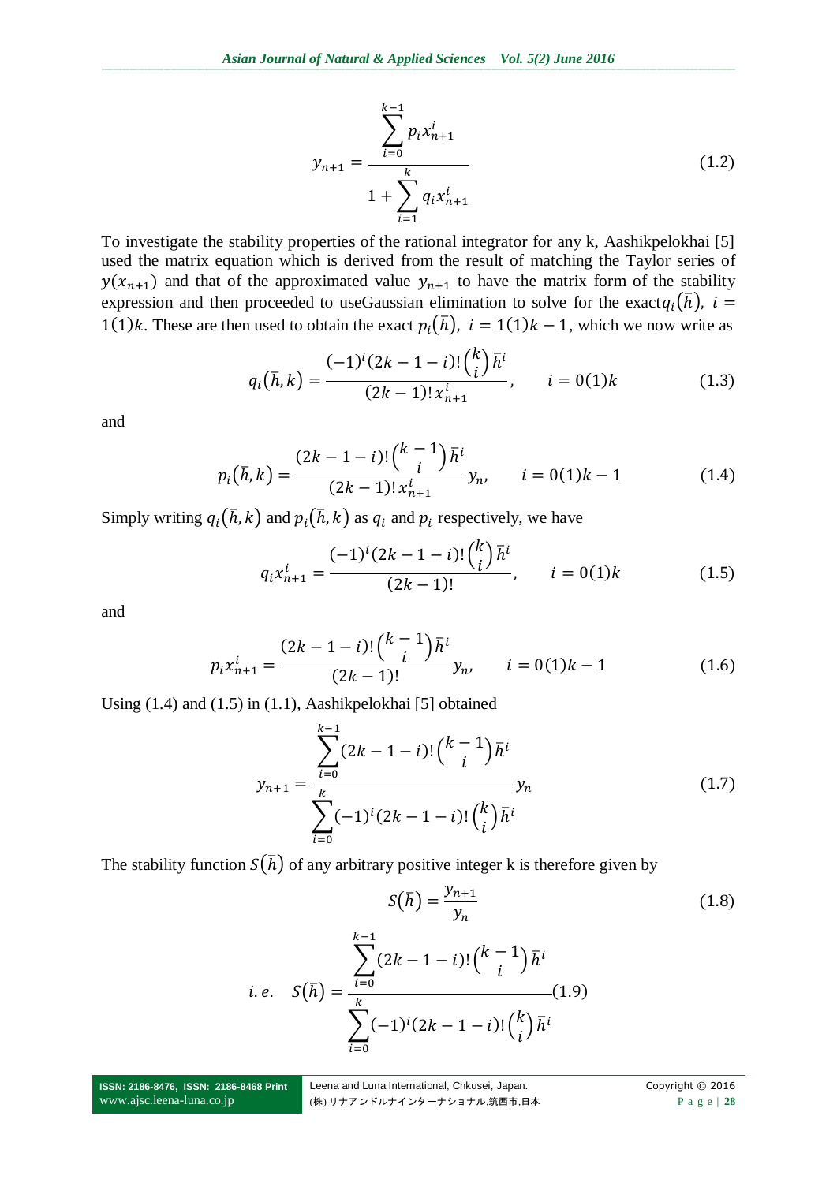$$y_{n+1} = \frac{\sum_{i=0}^{k-1} p_i x_{n+1}^i}{1 + \sum_{i=1}^{k} q_i x_{n+1}^i} \tag{1.2}$$

To investigate the stability properties of the rational integrator for any k, Aashikpelokhai [5] used the matrix equation which is derived from the result of matching the Taylor series of $y(x_{n+1})$ and that of the approximated value $y_{n+1}$ to have the matrix form of the stability expression and then proceeded to useGaussian elimination to solve for the exact$q_i(\bar{h})$, $i = 1(1)k$. These are then used to obtain the exact $p_i(\bar{h})$, $i = 1(1)k-1$, which we now write as

$$q_i(\bar{h}, k) = \frac{(-1)^i (2k-1-i)! \binom{k}{i} \bar{h}^i}{(2k-1)!\, x_{n+1}^i}, \qquad i = 0(1)k \tag{1.3}$$

and

$$p_i(\bar{h}, k) = \frac{(2k-1-i)! \binom{k-1}{i} \bar{h}^i}{(2k-1)!\, x_{n+1}^i} y_n, \qquad i = 0(1)k-1 \tag{1.4}$$

Simply writing $q_i(\bar{h}, k)$ and $p_i(\bar{h}, k)$ as $q_i$ and $p_i$ respectively, we have

$$q_i x_{n+1}^i = \frac{(-1)^i (2k-1-i)! \binom{k}{i} \bar{h}^i}{(2k-1)!}, \qquad i = 0(1)k \tag{1.5}$$

and

$$p_i x_{n+1}^i = \frac{(2k-1-i)! \binom{k-1}{i} \bar{h}^i}{(2k-1)!} y_n, \qquad i = 0(1)k-1 \tag{1.6}$$

Using (1.4) and (1.5) in (1.1), Aashikpelokhai [5] obtained

$$y_{n+1} = \frac{\sum_{i=0}^{k-1} (2k-1-i)! \binom{k-1}{i} \bar{h}^i}{\sum_{i=0}^{k} (-1)^i (2k-1-i)! \binom{k}{i} \bar{h}^i} y_n \tag{1.7}$$

The stability function $S(\bar{h})$ of any arbitrary positive integer k is therefore given by

$$S(\bar{h}) = \frac{y_{n+1}}{y_n} \tag{1.8}$$

$$i.e. \quad S(\bar{h}) = \frac{\sum_{i=0}^{k-1} (2k-1-i)! \binom{k-1}{i} \bar{h}^i}{\sum_{i=0}^{k} (-1)^i (2k-1-i)! \binom{k}{i} \bar{h}^i} \tag{1.9}$$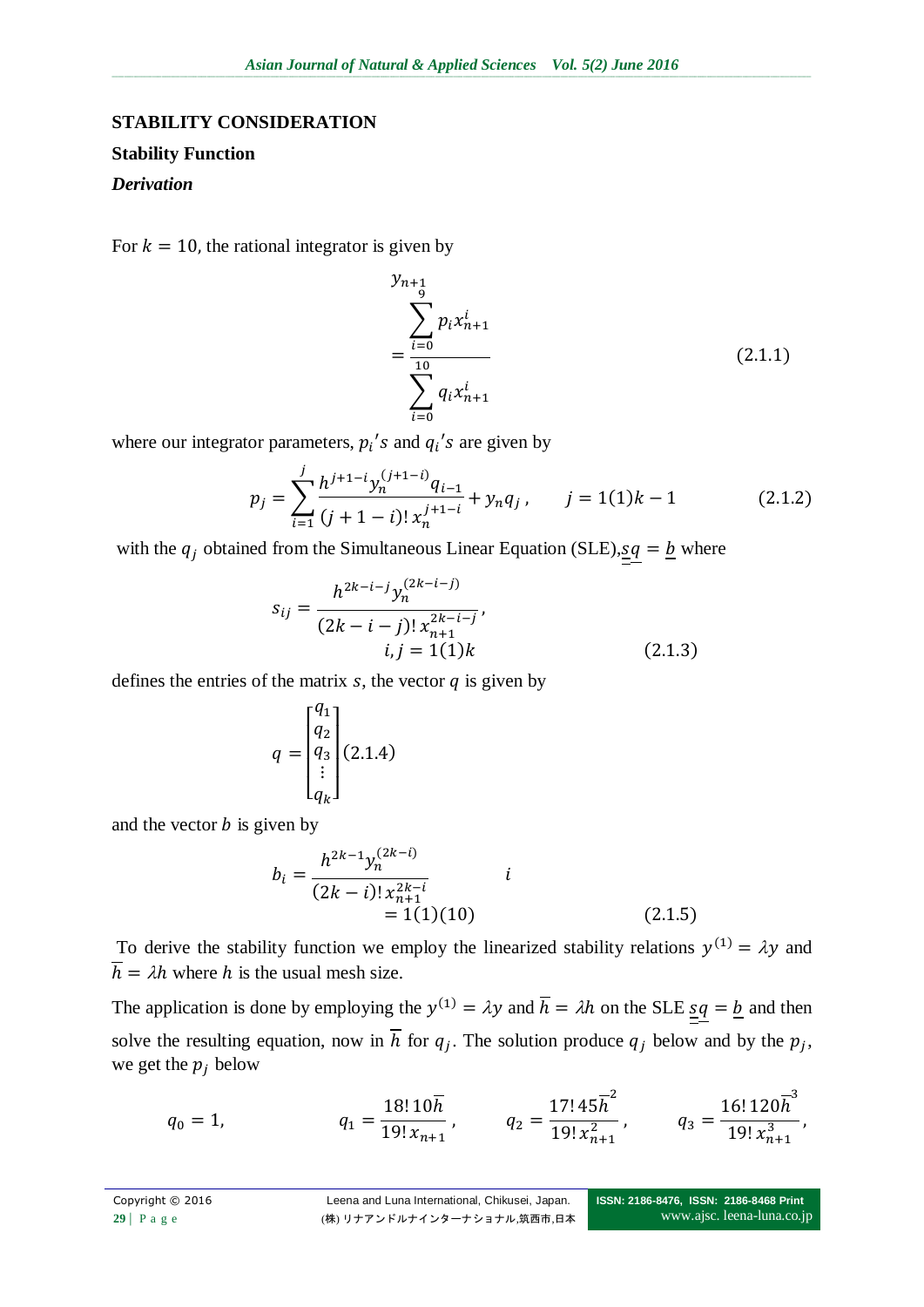## STABILITY CONSIDERATION

### Stability Function

#### *Derivation*

For $k = 10$, the rational integrator is given by

$$y_{n+1} = \frac{\sum_{i=0}^{9} p_i x_{n+1}^i}{\sum_{i=0}^{10} q_i x_{n+1}^i} \qquad (2.1.1)$$

where our integrator parameters, $p_i's$ and $q_i's$ are given by

$$p_j = \sum_{i=1}^{j} \frac{h^{j+1-i} y_n^{(j+1-i)} q_{i-1}}{(j+1-i)!\, x_n^{j+1-i}} + y_n q_j\,, \qquad j = 1(1)k-1 \qquad (2.1.2)$$

with the $q_j$ obtained from the Simultaneous Linear Equation (SLE), $\underline{\underline{s}}\underline{q} = \underline{b}$ where

$$s_{ij} = \frac{h^{2k-i-j} y_n^{(2k-i-j)}}{(2k-i-j)!\, x_{n+1}^{2k-i-j}}, \quad i,j = 1(1)k \qquad (2.1.3)$$

defines the entries of the matrix $s$, the vector $q$ is given by

$$q = \begin{bmatrix} q_1 \\ q_2 \\ q_3 \\ \vdots \\ q_k \end{bmatrix} (2.1.4)$$

and the vector $b$ is given by

$$b_i = \frac{h^{2k-1} y_n^{(2k-i)}}{(2k-i)!\, x_{n+1}^{2k-i}} \qquad i = 1(1)(10) \qquad (2.1.5)$$

To derive the stability function we employ the linearized stability relations $y^{(1)} = \lambda y$ and $\overline{h} = \lambda h$ where $h$ is the usual mesh size.

The application is done by employing the $y^{(1)} = \lambda y$ and $\overline{h} = \lambda h$ on the SLE $\underline{\underline{s}}\underline{q} = \underline{b}$ and then solve the resulting equation, now in $\overline{h}$ for $q_j$. The solution produce $q_j$ below and by the $p_j$, we get the $p_j$ below

$$q_0 = 1, \qquad q_1 = \frac{18!\,10\overline{h}}{19!\,x_{n+1}}, \qquad q_2 = \frac{17!\,45\overline{h}^2}{19!\,x_{n+1}^2}, \qquad q_3 = \frac{16!\,120\overline{h}^3}{19!\,x_{n+1}^3},$$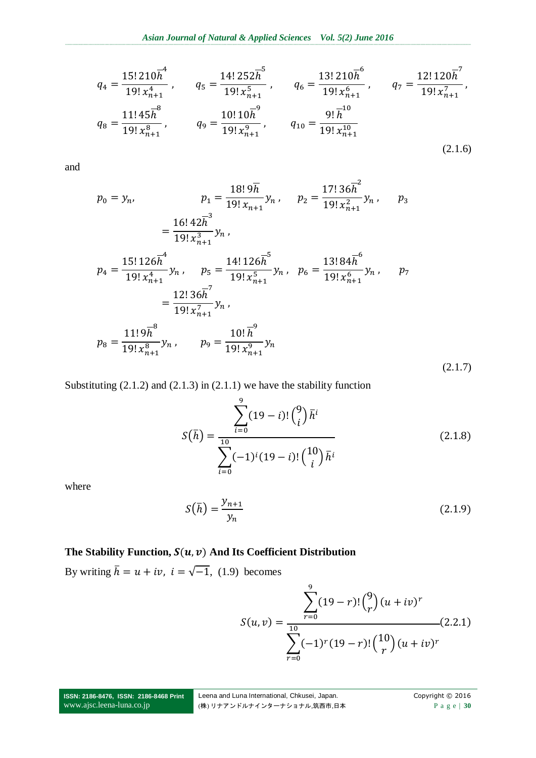$$q_4 = \frac{15!\,210\bar{h}^4}{19!\,x_{n+1}^4}, \qquad q_5 = \frac{14!\,252\bar{h}^5}{19!\,x_{n+1}^5}, \qquad q_6 = \frac{13!\,210\bar{h}^6}{19!\,x_{n+1}^6}, \qquad q_7 = \frac{12!\,120\bar{h}^7}{19!\,x_{n+1}^7},$$

$$q_8 = \frac{11!\,45\bar{h}^8}{19!\,x_{n+1}^8}, \qquad q_9 = \frac{10!\,10\bar{h}^9}{19!\,x_{n+1}^9}, \qquad q_{10} = \frac{9!\,\bar{h}^{10}}{19!\,x_{n+1}^{10}} \tag{2.1.6}$$

and

$$p_0 = y_n, \qquad p_1 = \frac{18!\,9\bar{h}}{19!\,x_{n+1}}y_n, \qquad p_2 = \frac{17!\,36\bar{h}^2}{19!\,x_{n+1}^2}y_n, \qquad p_3 = \frac{16!\,42\bar{h}^3}{19!\,x_{n+1}^3}y_n,$$

$$p_4 = \frac{15!\,126\bar{h}^4}{19!\,x_{n+1}^4}y_n, \qquad p_5 = \frac{14!\,126\bar{h}^5}{19!\,x_{n+1}^5}y_n, \qquad p_6 = \frac{13!\,84\bar{h}^6}{19!\,x_{n+1}^6}y_n, \qquad p_7 = \frac{12!\,36\bar{h}^7}{19!\,x_{n+1}^7}y_n,$$

$$p_8 = \frac{11!\,9\bar{h}^8}{19!\,x_{n+1}^8}y_n, \qquad p_9 = \frac{10!\,\bar{h}^9}{19!\,x_{n+1}^9}y_n \tag{2.1.7}$$

Substituting (2.1.2) and (2.1.3) in (2.1.1) we have the stability function

$$S(\bar{h}) = \frac{\sum_{i=0}^{9}(19-i)!\binom{9}{i}\bar{h}^i}{\sum_{i=0}^{10}(-1)^i(19-i)!\binom{10}{i}\bar{h}^i} \tag{2.1.8}$$

where

$$S(\bar{h}) = \frac{y_{n+1}}{y_n} \tag{2.1.9}$$

**The Stability Function, $S(u,v)$ And Its Coefficient Distribution**

By writing $\bar{h} = u + iv,\ i = \sqrt{-1}$, (1.9) becomes

$$S(u,v) = \frac{\sum_{r=0}^{9}(19-r)!\binom{9}{r}(u+iv)^r}{\sum_{r=0}^{10}(-1)^r(19-r)!\binom{10}{r}(u+iv)^r} \tag{2.2.1}$$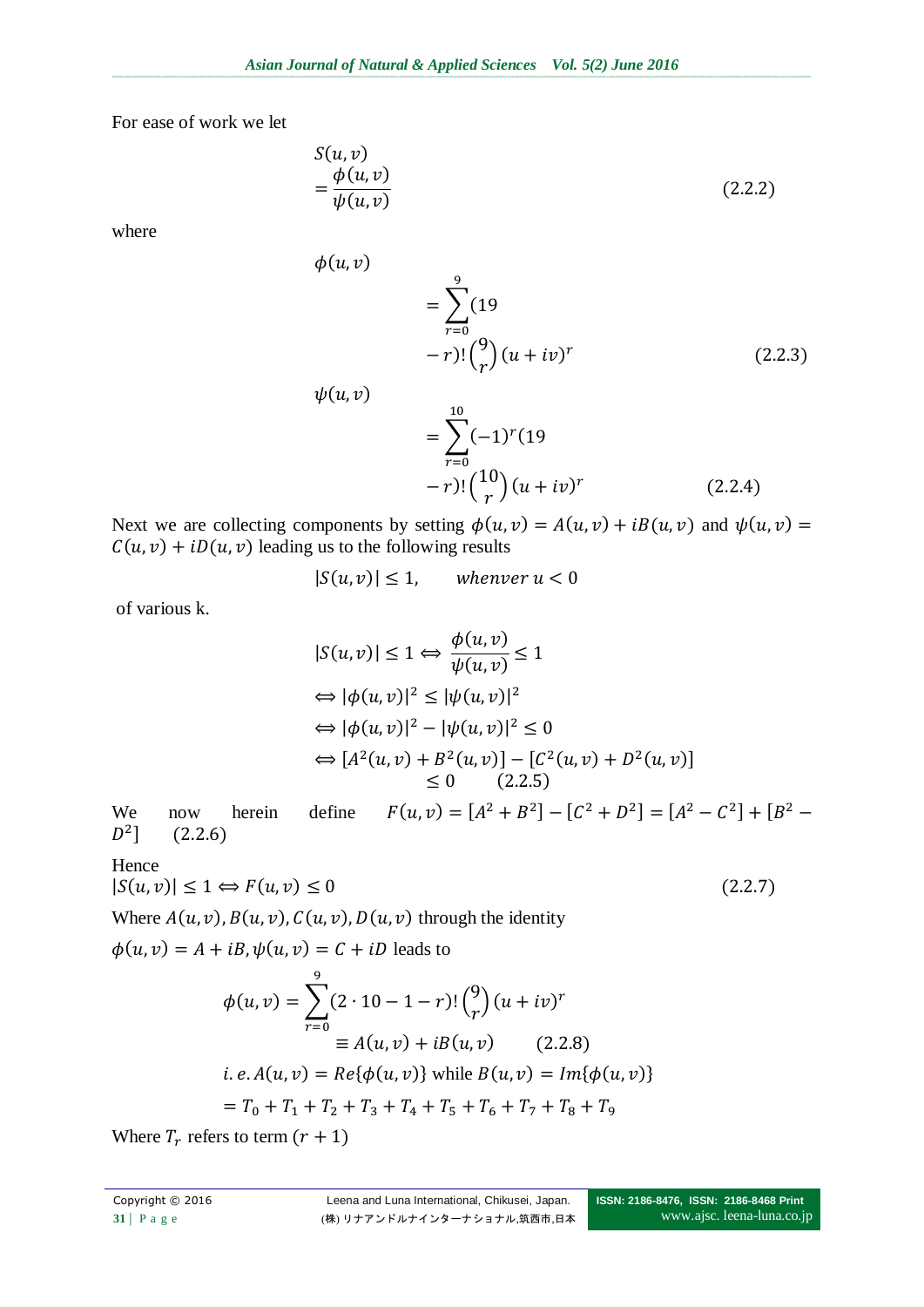For ease of work we let

$$S(u,v) = \frac{\phi(u,v)}{\psi(u,v)} \qquad (2.2.2)$$

where

$$\phi(u,v) = \sum_{r=0}^{9}(19 - r)!\binom{9}{r}(u+iv)^r \qquad (2.2.3)$$

$$\psi(u,v) = \sum_{r=0}^{10}(-1)^r(19 - r)!\binom{10}{r}(u+iv)^r \qquad (2.2.4)$$

Next we are collecting components by setting $\phi(u,v) = A(u,v) + iB(u,v)$ and $\psi(u,v) = C(u,v) + iD(u,v)$ leading us to the following results

$$|S(u,v)| \le 1, \qquad whenver\ u < 0$$

of various k.

$$|S(u,v)| \le 1 \Leftrightarrow \frac{\phi(u,v)}{\psi(u,v)} \le 1$$

$$\Leftrightarrow |\phi(u,v)|^2 \le |\psi(u,v)|^2$$

$$\Leftrightarrow |\phi(u,v)|^2 - |\psi(u,v)|^2 \le 0$$

$$\Leftrightarrow [A^2(u,v) + B^2(u,v)] - [C^2(u,v) + D^2(u,v)] \le 0 \qquad (2.2.5)$$

We now herein define $F(u,v) = [A^2 + B^2] - [C^2 + D^2] = [A^2 - C^2] + [B^2 - D^2]$ (2.2.6)

Hence

$$|S(u,v)| \le 1 \Leftrightarrow F(u,v) \le 0 \qquad (2.2.7)$$

Where $A(u,v), B(u,v), C(u,v), D(u,v)$ through the identity

$\phi(u,v) = A + iB, \psi(u,v) = C + iD$ leads to

$$\phi(u,v) = \sum_{r=0}^{9}(2\cdot 10 - 1 - r)!\binom{9}{r}(u+iv)^r \equiv A(u,v) + iB(u,v) \qquad (2.2.8)$$

$i.e.\ A(u,v) = Re\{\phi(u,v)\}$ while $B(u,v) = Im\{\phi(u,v)\}$

$$= T_0 + T_1 + T_2 + T_3 + T_4 + T_5 + T_6 + T_7 + T_8 + T_9$$

Where $T_r$ refers to term $(r+1)$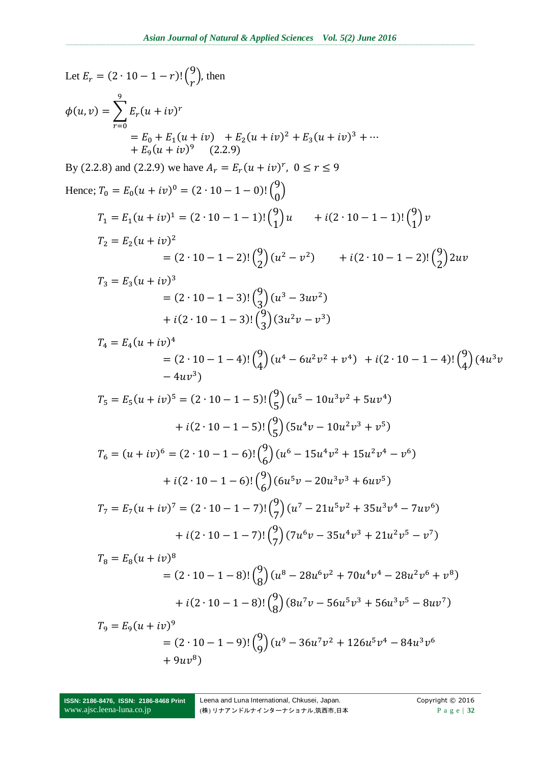Let $E_r = (2 \cdot 10 - 1 - r)! \binom{9}{r}$, then

$$\phi(u, v) = \sum_{r=0}^{9} E_r (u + iv)^r$$
$$= E_0 + E_1(u + iv) \quad + E_2(u + iv)^2 + E_3(u + iv)^3 + \cdots + E_9(u + iv)^9 \quad (2.2.9)$$

By (2.2.8) and (2.2.9) we have $A_r = E_r(u + iv)^r, \ 0 \le r \le 9$

Hence; $T_0 = E_0(u + iv)^0 = (2 \cdot 10 - 1 - 0)! \binom{9}{0}$

$$T_1 = E_1(u + iv)^1 = (2 \cdot 10 - 1 - 1)! \binom{9}{1} u \qquad + i(2 \cdot 10 - 1 - 1)! \binom{9}{1} v$$

$$T_2 = E_2(u + iv)^2 = (2 \cdot 10 - 1 - 2)! \binom{9}{2} (u^2 - v^2) \qquad + i(2 \cdot 10 - 1 - 2)! \binom{9}{2} 2uv$$

$$T_3 = E_3(u + iv)^3 = (2 \cdot 10 - 1 - 3)! \binom{9}{3} (u^3 - 3uv^2) + i(2 \cdot 10 - 1 - 3)! \binom{9}{3} (3u^2 v - v^3)$$

$$T_4 = E_4(u + iv)^4 = (2 \cdot 10 - 1 - 4)! \binom{9}{4} (u^4 - 6u^2 v^2 + v^4) \ + i(2 \cdot 10 - 1 - 4)! \binom{9}{4} (4u^3 v - 4uv^3)$$

$$T_5 = E_5(u + iv)^5 = (2 \cdot 10 - 1 - 5)! \binom{9}{5} (u^5 - 10u^3 v^2 + 5uv^4) + i(2 \cdot 10 - 1 - 5)! \binom{9}{5} (5u^4 v - 10u^2 v^3 + v^5)$$

$$T_6 = (u + iv)^6 = (2 \cdot 10 - 1 - 6)! \binom{9}{6} (u^6 - 15u^4 v^2 + 15u^2 v^4 - v^6) + i(2 \cdot 10 - 1 - 6)! \binom{9}{6} (6u^5 v - 20u^3 v^3 + 6uv^5)$$

$$T_7 = E_7(u + iv)^7 = (2 \cdot 10 - 1 - 7)! \binom{9}{7} (u^7 - 21u^5 v^2 + 35u^3 v^4 - 7uv^6) + i(2 \cdot 10 - 1 - 7)! \binom{9}{7} (7u^6 v - 35u^4 v^3 + 21u^2 v^5 - v^7)$$

$$T_8 = E_8(u + iv)^8 = (2 \cdot 10 - 1 - 8)! \binom{9}{8} (u^8 - 28u^6 v^2 + 70u^4 v^4 - 28u^2 v^6 + v^8) + i(2 \cdot 10 - 1 - 8)! \binom{9}{8} (8u^7 v - 56u^5 v^3 + 56u^3 v^5 - 8uv^7)$$

$$T_9 = E_9(u + iv)^9 = (2 \cdot 10 - 1 - 9)! \binom{9}{9} (u^9 - 36u^7 v^2 + 126u^5 v^4 - 84u^3 v^6 + 9uv^8)$$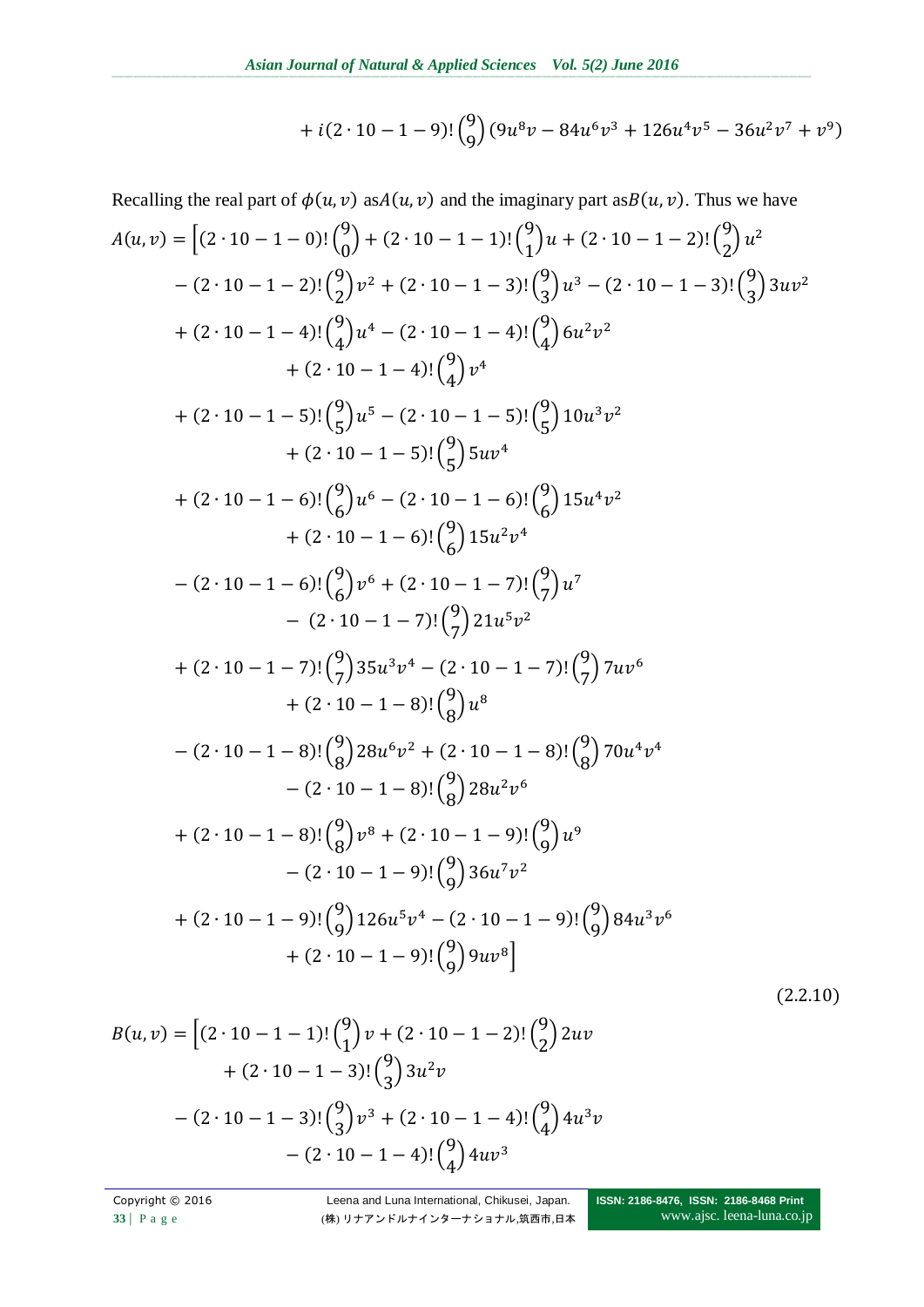$$+ i(2 \cdot 10 - 1 - 9)! \binom{9}{9} (9u^8 v - 84u^6 v^3 + 126u^4 v^5 - 36u^2 v^7 + v^9)$$

Recalling the real part of $\phi(u,v)$ as$A(u,v)$ and the imaginary part as$B(u,v)$. Thus we have

$$\begin{aligned}
A(u,v) = \Big[&(2 \cdot 10 - 1 - 0)! \binom{9}{0} + (2 \cdot 10 - 1 - 1)! \binom{9}{1} u + (2 \cdot 10 - 1 - 2)! \binom{9}{2} u^2 \\
&- (2 \cdot 10 - 1 - 2)! \binom{9}{2} v^2 + (2 \cdot 10 - 1 - 3)! \binom{9}{3} u^3 - (2 \cdot 10 - 1 - 3)! \binom{9}{3} 3uv^2 \\
&+ (2 \cdot 10 - 1 - 4)! \binom{9}{4} u^4 - (2 \cdot 10 - 1 - 4)! \binom{9}{4} 6u^2 v^2 \\
&\quad + (2 \cdot 10 - 1 - 4)! \binom{9}{4} v^4 \\
&+ (2 \cdot 10 - 1 - 5)! \binom{9}{5} u^5 - (2 \cdot 10 - 1 - 5)! \binom{9}{5} 10u^3 v^2 \\
&\quad + (2 \cdot 10 - 1 - 5)! \binom{9}{5} 5uv^4 \\
&+ (2 \cdot 10 - 1 - 6)! \binom{9}{6} u^6 - (2 \cdot 10 - 1 - 6)! \binom{9}{6} 15u^4 v^2 \\
&\quad + (2 \cdot 10 - 1 - 6)! \binom{9}{6} 15u^2 v^4 \\
&- (2 \cdot 10 - 1 - 6)! \binom{9}{6} v^6 + (2 \cdot 10 - 1 - 7)! \binom{9}{7} u^7 \\
&\quad - (2 \cdot 10 - 1 - 7)! \binom{9}{7} 21u^5 v^2 \\
&+ (2 \cdot 10 - 1 - 7)! \binom{9}{7} 35u^3 v^4 - (2 \cdot 10 - 1 - 7)! \binom{9}{7} 7uv^6 \\
&\quad + (2 \cdot 10 - 1 - 8)! \binom{9}{8} u^8 \\
&- (2 \cdot 10 - 1 - 8)! \binom{9}{8} 28u^6 v^2 + (2 \cdot 10 - 1 - 8)! \binom{9}{8} 70u^4 v^4 \\
&\quad - (2 \cdot 10 - 1 - 8)! \binom{9}{8} 28u^2 v^6 \\
&+ (2 \cdot 10 - 1 - 8)! \binom{9}{8} v^8 + (2 \cdot 10 - 1 - 9)! \binom{9}{9} u^9 \\
&\quad - (2 \cdot 10 - 1 - 9)! \binom{9}{9} 36u^7 v^2 \\
&+ (2 \cdot 10 - 1 - 9)! \binom{9}{9} 126u^5 v^4 - (2 \cdot 10 - 1 - 9)! \binom{9}{9} 84u^3 v^6 \\
&\quad + (2 \cdot 10 - 1 - 9)! \binom{9}{9} 9uv^8 \Big]
\end{aligned} \tag{2.2.10}$$

$$\begin{aligned}
B(u,v) = \Big[&(2 \cdot 10 - 1 - 1)! \binom{9}{1} v + (2 \cdot 10 - 1 - 2)! \binom{9}{2} 2uv \\
&\quad + (2 \cdot 10 - 1 - 3)! \binom{9}{3} 3u^2 v \\
&- (2 \cdot 10 - 1 - 3)! \binom{9}{3} v^3 + (2 \cdot 10 - 1 - 4)! \binom{9}{4} 4u^3 v \\
&\quad - (2 \cdot 10 - 1 - 4)! \binom{9}{4} 4uv^3
\end{aligned}$$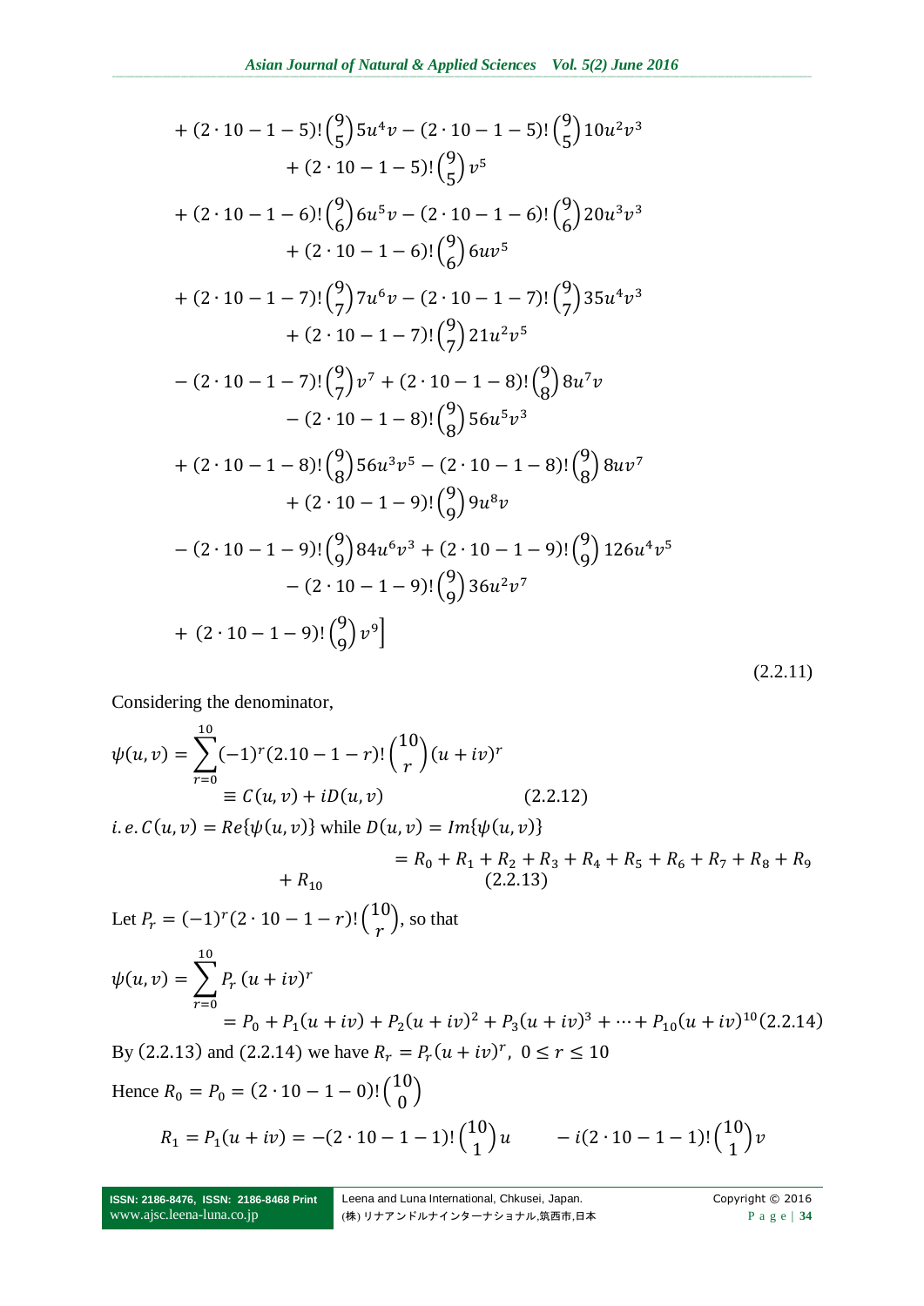$$
\begin{aligned}
&+ (2\cdot 10-1-5)!\binom{9}{5}5u^4v - (2\cdot 10-1-5)!\binom{9}{5}10u^2v^3 \\
&\qquad + (2\cdot 10-1-5)!\binom{9}{5}v^5 \\
&+ (2\cdot 10-1-6)!\binom{9}{6}6u^5v - (2\cdot 10-1-6)!\binom{9}{6}20u^3v^3 \\
&\qquad + (2\cdot 10-1-6)!\binom{9}{6}6uv^5 \\
&+ (2\cdot 10-1-7)!\binom{9}{7}7u^6v - (2\cdot 10-1-7)!\binom{9}{7}35u^4v^3 \\
&\qquad + (2\cdot 10-1-7)!\binom{9}{7}21u^2v^5 \\
&- (2\cdot 10-1-7)!\binom{9}{7}v^7 + (2\cdot 10-1-8)!\binom{9}{8}8u^7v \\
&\qquad - (2\cdot 10-1-8)!\binom{9}{8}56u^5v^3 \\
&+ (2\cdot 10-1-8)!\binom{9}{8}56u^3v^5 - (2\cdot 10-1-8)!\binom{9}{8}8uv^7 \\
&\qquad + (2\cdot 10-1-9)!\binom{9}{9}9u^8v \\
&- (2\cdot 10-1-9)!\binom{9}{9}84u^6v^3 + (2\cdot 10-1-9)!\binom{9}{9}126u^4v^5 \\
&\qquad - (2\cdot 10-1-9)!\binom{9}{9}36u^2v^7 \\
&+ (2\cdot 10-1-9)!\binom{9}{9}v^9\Big]
\end{aligned}
\tag{2.2.11}
$$

Considering the denominator,

$$
\psi(u,v) = \sum_{r=0}^{10}(-1)^r(2.10-1-r)!\binom{10}{r}(u+iv)^r \equiv C(u,v) + iD(u,v) \tag{2.2.12}
$$

$i.e.\ C(u,v) = Re\{\psi(u,v)\}$ while $D(u,v) = Im\{\psi(u,v)\}$

$$
= R_0 + R_1 + R_2 + R_3 + R_4 + R_5 + R_6 + R_7 + R_8 + R_9 + R_{10} \tag{2.2.13}
$$

Let $P_r = (-1)^r(2\cdot 10-1-r)!\binom{10}{r}$, so that

$$
\psi(u,v) = \sum_{r=0}^{10} P_r\,(u+iv)^r = P_0 + P_1(u+iv) + P_2(u+iv)^2 + P_3(u+iv)^3 + \cdots + P_{10}(u+iv)^{10} \tag{2.2.14}
$$

By (2.2.13) and (2.2.14) we have $R_r = P_r(u+iv)^r,\ 0 \le r \le 10$

Hence $R_0 = P_0 = (2\cdot 10-1-0)!\binom{10}{0}$

$$
R_1 = P_1(u+iv) = -(2\cdot 10-1-1)!\binom{10}{1}u \qquad - i(2\cdot 10-1-1)!\binom{10}{1}v
$$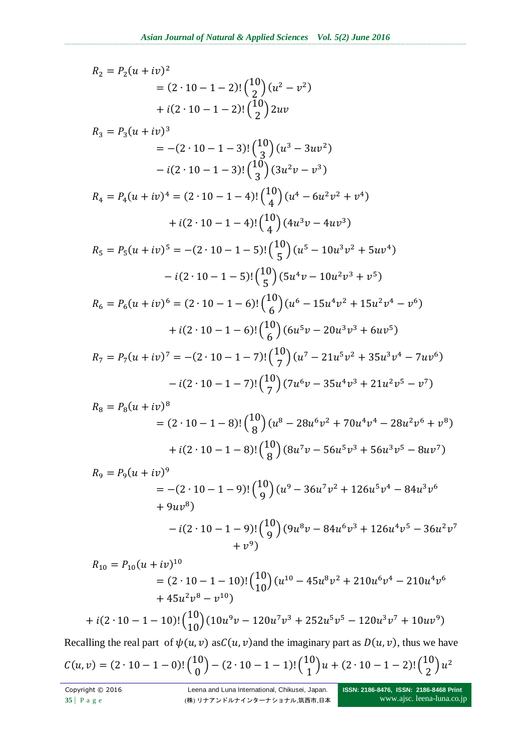$$
\begin{aligned}
R_2 = P_2(u+iv)^2 &= (2\cdot 10-1-2)!\binom{10}{2}(u^2-v^2) \\
&\quad + i(2\cdot 10-1-2)!\binom{10}{2}2uv
\end{aligned}
$$

$$
\begin{aligned}
R_3 = P_3(u+iv)^3 &= -(2\cdot 10-1-3)!\binom{10}{3}(u^3-3uv^2) \\
&\quad - i(2\cdot 10-1-3)!\binom{10}{3}(3u^2v-v^3)
\end{aligned}
$$

$$
\begin{aligned}
R_4 = P_4(u+iv)^4 &= (2\cdot 10-1-4)!\binom{10}{4}(u^4-6u^2v^2+v^4) \\
&\quad + i(2\cdot 10-1-4)!\binom{10}{4}(4u^3v-4uv^3)
\end{aligned}
$$

$$
\begin{aligned}
R_5 = P_5(u+iv)^5 &= -(2\cdot 10-1-5)!\binom{10}{5}(u^5-10u^3v^2+5uv^4) \\
&\quad - i(2\cdot 10-1-5)!\binom{10}{5}(5u^4v-10u^2v^3+v^5)
\end{aligned}
$$

$$
\begin{aligned}
R_6 = P_6(u+iv)^6 &= (2\cdot 10-1-6)!\binom{10}{6}(u^6-15u^4v^2+15u^2v^4-v^6) \\
&\quad + i(2\cdot 10-1-6)!\binom{10}{6}(6u^5v-20u^3v^3+6uv^5)
\end{aligned}
$$

$$
\begin{aligned}
R_7 = P_7(u+iv)^7 &= -(2\cdot 10-1-7)!\binom{10}{7}(u^7-21u^5v^2+35u^3v^4-7uv^6) \\
&\quad - i(2\cdot 10-1-7)!\binom{10}{7}(7u^6v-35u^4v^3+21u^2v^5-v^7)
\end{aligned}
$$

$$
\begin{aligned}
R_8 = P_8(u+iv)^8 &= (2\cdot 10-1-8)!\binom{10}{8}(u^8-28u^6v^2+70u^4v^4-28u^2v^6+v^8) \\
&\quad + i(2\cdot 10-1-8)!\binom{10}{8}(8u^7v-56u^5v^3+56u^3v^5-8uv^7)
\end{aligned}
$$

$$
\begin{aligned}
R_9 = P_9(u+iv)^9 &= -(2\cdot 10-1-9)!\binom{10}{9}(u^9-36u^7v^2+126u^5v^4-84u^3v^6 \\
&\quad + 9uv^8) \\
&\quad - i(2\cdot 10-1-9)!\binom{10}{9}(9u^8v-84u^6v^3+126u^4v^5-36u^2v^7 \\
&\quad + v^9)
\end{aligned}
$$

$$
\begin{aligned}
R_{10} = P_{10}(u+iv)^{10} &= (2\cdot 10-1-10)!\binom{10}{10}(u^{10}-45u^8v^2+210u^6v^4-210u^4v^6 \\
&\quad + 45u^2v^8-v^{10}) \\
&\quad + i(2\cdot 10-1-10)!\binom{10}{10}(10u^9v-120u^7v^3+252u^5v^5-120u^3v^7+10uv^9)
\end{aligned}
$$

Recalling the real part of $\psi(u,v)$ as $C(u,v)$ and the imaginary part as $D(u,v)$, thus we have

$$
C(u,v) = (2\cdot 10-1-0)!\binom{10}{0} - (2\cdot 10-1-1)!\binom{10}{1}u + (2\cdot 10-1-2)!\binom{10}{2}u^2
$$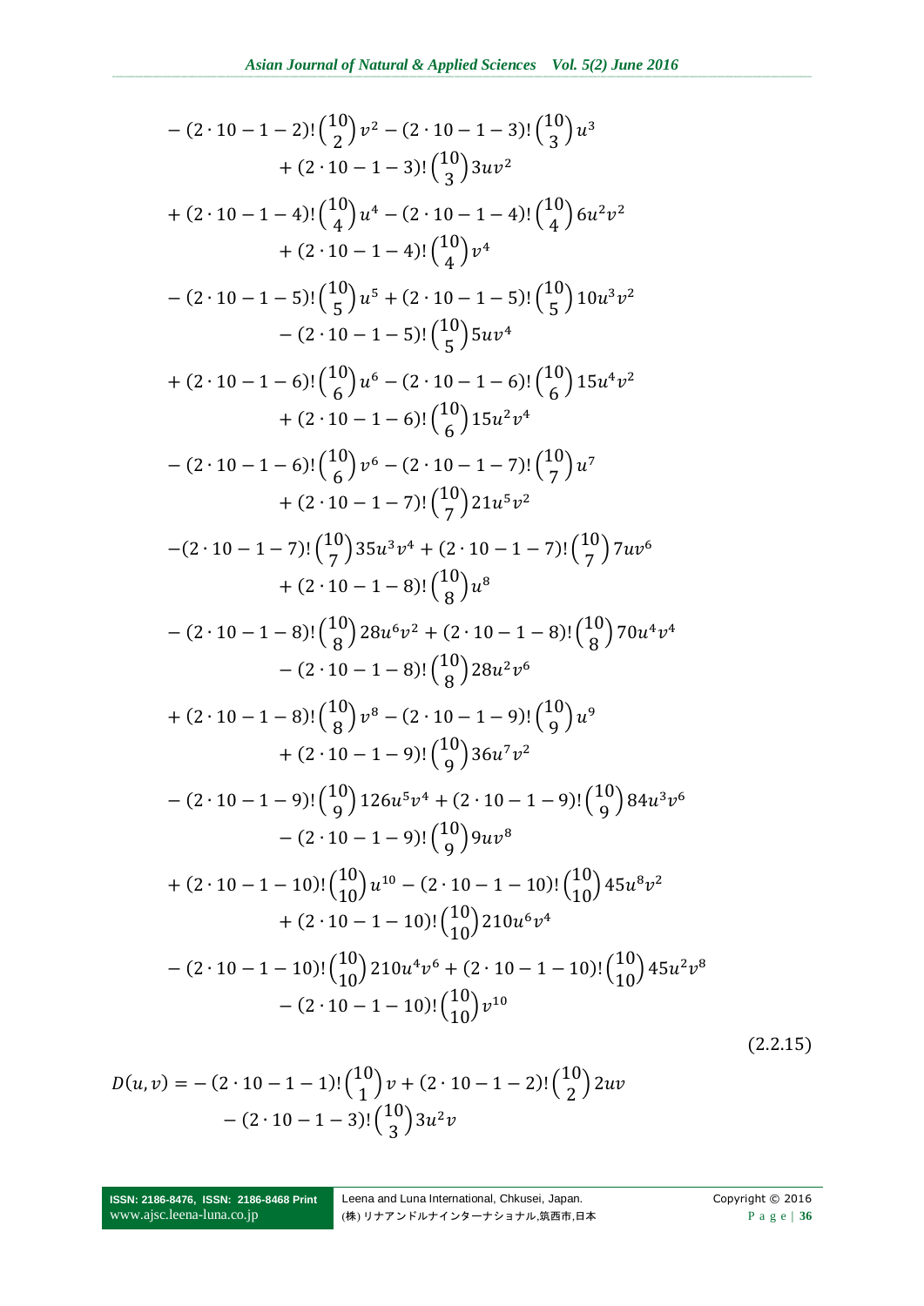$$
\begin{aligned}
&-(2\cdot 10-1-2)!\binom{10}{2}v^2-(2\cdot 10-1-3)!\binom{10}{3}u^3 \\
&\qquad +(2\cdot 10-1-3)!\binom{10}{3}3uv^2 \\
&+(2\cdot 10-1-4)!\binom{10}{4}u^4-(2\cdot 10-1-4)!\binom{10}{4}6u^2v^2 \\
&\qquad +(2\cdot 10-1-4)!\binom{10}{4}v^4 \\
&-(2\cdot 10-1-5)!\binom{10}{5}u^5+(2\cdot 10-1-5)!\binom{10}{5}10u^3v^2 \\
&\qquad -(2\cdot 10-1-5)!\binom{10}{5}5uv^4 \\
&+(2\cdot 10-1-6)!\binom{10}{6}u^6-(2\cdot 10-1-6)!\binom{10}{6}15u^4v^2 \\
&\qquad +(2\cdot 10-1-6)!\binom{10}{6}15u^2v^4 \\
&-(2\cdot 10-1-6)!\binom{10}{6}v^6-(2\cdot 10-1-7)!\binom{10}{7}u^7 \\
&\qquad +(2\cdot 10-1-7)!\binom{10}{7}21u^5v^2 \\
&-(2\cdot 10-1-7)!\binom{10}{7}35u^3v^4+(2\cdot 10-1-7)!\binom{10}{7}7uv^6 \\
&\qquad +(2\cdot 10-1-8)!\binom{10}{8}u^8 \\
&-(2\cdot 10-1-8)!\binom{10}{8}28u^6v^2+(2\cdot 10-1-8)!\binom{10}{8}70u^4v^4 \\
&\qquad -(2\cdot 10-1-8)!\binom{10}{8}28u^2v^6 \\
&+(2\cdot 10-1-8)!\binom{10}{8}v^8-(2\cdot 10-1-9)!\binom{10}{9}u^9 \\
&\qquad +(2\cdot 10-1-9)!\binom{10}{9}36u^7v^2 \\
&-(2\cdot 10-1-9)!\binom{10}{9}126u^5v^4+(2\cdot 10-1-9)!\binom{10}{9}84u^3v^6 \\
&\qquad -(2\cdot 10-1-9)!\binom{10}{9}9uv^8 \\
&+(2\cdot 10-1-10)!\binom{10}{10}u^{10}-(2\cdot 10-1-10)!\binom{10}{10}45u^8v^2 \\
&\qquad +(2\cdot 10-1-10)!\binom{10}{10}210u^6v^4 \\
&-(2\cdot 10-1-10)!\binom{10}{10}210u^4v^6+(2\cdot 10-1-10)!\binom{10}{10}45u^2v^8 \\
&\qquad -(2\cdot 10-1-10)!\binom{10}{10}v^{10}
\end{aligned}
\tag{2.2.15}
$$

$$
\begin{aligned}
D(u,v) = &-(2\cdot 10-1-1)!\binom{10}{1}v+(2\cdot 10-1-2)!\binom{10}{2}2uv \\
&-(2\cdot 10-1-3)!\binom{10}{3}3u^2v
\end{aligned}
$$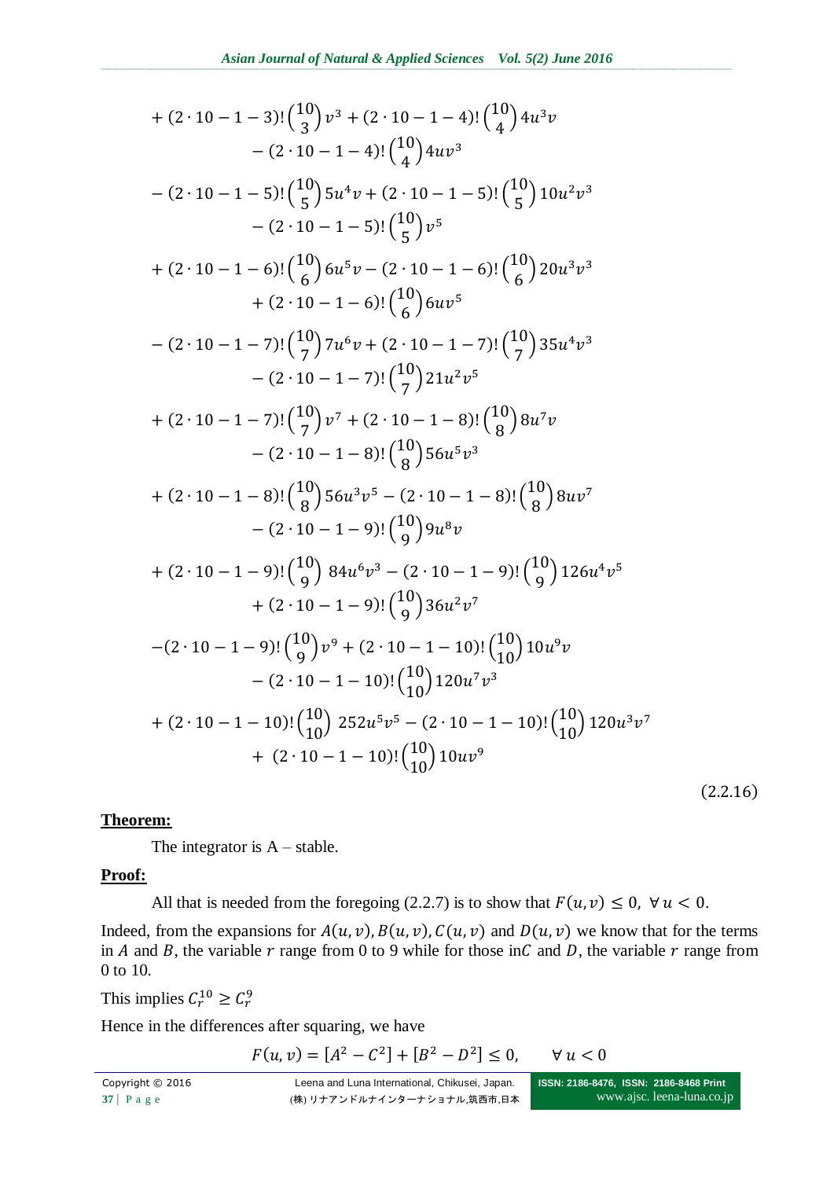$$
\begin{aligned}
&+(2\cdot 10-1-3)!\binom{10}{3}v^3+(2\cdot 10-1-4)!\binom{10}{4}4u^3v \\
&\qquad -(2\cdot 10-1-4)!\binom{10}{4}4uv^3 \\
&-(2\cdot 10-1-5)!\binom{10}{5}5u^4v+(2\cdot 10-1-5)!\binom{10}{5}10u^2v^3 \\
&\qquad -(2\cdot 10-1-5)!\binom{10}{5}v^5 \\
&+(2\cdot 10-1-6)!\binom{10}{6}6u^5v-(2\cdot 10-1-6)!\binom{10}{6}20u^3v^3 \\
&\qquad +(2\cdot 10-1-6)!\binom{10}{6}6uv^5 \\
&-(2\cdot 10-1-7)!\binom{10}{7}7u^6v+(2\cdot 10-1-7)!\binom{10}{7}35u^4v^3 \\
&\qquad -(2\cdot 10-1-7)!\binom{10}{7}21u^2v^5 \\
&+(2\cdot 10-1-7)!\binom{10}{7}v^7+(2\cdot 10-1-8)!\binom{10}{8}8u^7v \\
&\qquad -(2\cdot 10-1-8)!\binom{10}{8}56u^5v^3 \\
&+(2\cdot 10-1-8)!\binom{10}{8}56u^3v^5-(2\cdot 10-1-8)!\binom{10}{8}8uv^7 \\
&\qquad -(2\cdot 10-1-9)!\binom{10}{9}9u^8v \\
&+(2\cdot 10-1-9)!\binom{10}{9}84u^6v^3-(2\cdot 10-1-9)!\binom{10}{9}126u^4v^5 \\
&\qquad +(2\cdot 10-1-9)!\binom{10}{9}36u^2v^7 \\
&-(2\cdot 10-1-9)!\binom{10}{9}v^9+(2\cdot 10-1-10)!\binom{10}{10}10u^9v \\
&\qquad -(2\cdot 10-1-10)!\binom{10}{10}120u^7v^3 \\
&+(2\cdot 10-1-10)!\binom{10}{10}252u^5v^5-(2\cdot 10-1-10)!\binom{10}{10}120u^3v^7 \\
&\qquad +(2\cdot 10-1-10)!\binom{10}{10}10uv^9
\end{aligned}
\tag{2.2.16}
$$

**Theorem:**

The integrator is A – stable.

**Proof:**

All that is needed from the foregoing (2.2.7) is to show that $F(u,v)\le 0,\ \forall\, u<0$.

Indeed, from the expansions for $A(u,v), B(u,v), C(u,v)$ and $D(u,v)$ we know that for the terms in $A$ and $B$, the variable $r$ range from 0 to 9 while for those in$C$ and $D$, the variable $r$ range from 0 to 10.

This implies $C_r^{10}\ge C_r^{9}$

Hence in the differences after squaring, we have

$$F(u,v)=[A^2-C^2]+[B^2-D^2]\le 0, \qquad \forall\, u<0$$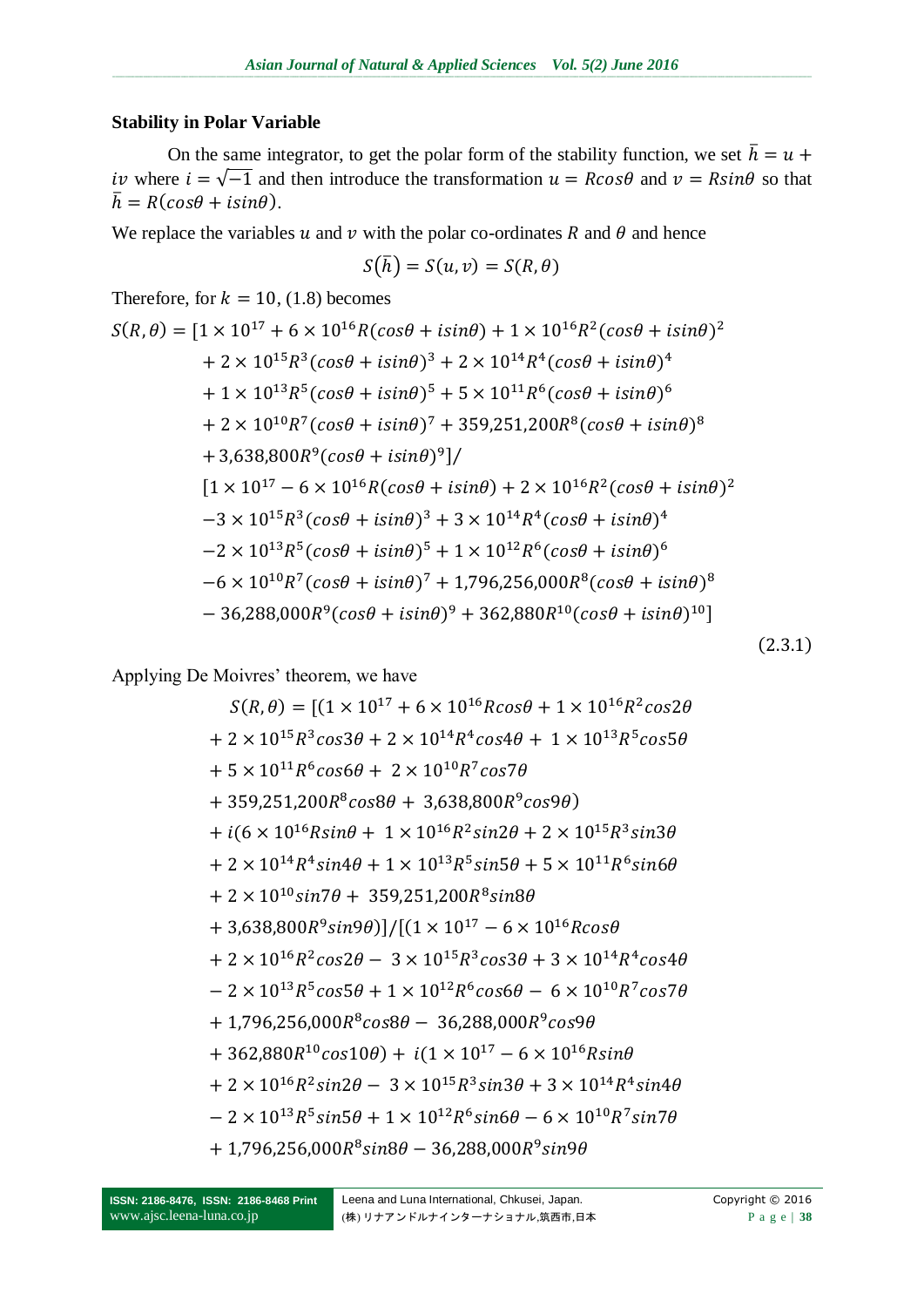**Stability in Polar Variable**

On the same integrator, to get the polar form of the stability function, we set $\bar{h} = u + iv$ where $i = \sqrt{-1}$ and then introduce the transformation $u = Rcos\theta$ and $v = Rsin\theta$ so that $\bar{h} = R(cos\theta + isin\theta)$.

We replace the variables $u$ and $v$ with the polar co-ordinates $R$ and $\theta$ and hence

$$S(\bar{h}) = S(u,v) = S(R,\theta)$$

Therefore, for $k = 10$, (1.8) becomes

$$\begin{aligned}
S(R,\theta) = [&1\times10^{17} + 6\times10^{16}R(cos\theta + isin\theta) + 1\times10^{16}R^2(cos\theta + isin\theta)^2 \\
&+ 2\times10^{15}R^3(cos\theta + isin\theta)^3 + 2\times10^{14}R^4(cos\theta + isin\theta)^4 \\
&+ 1\times10^{13}R^5(cos\theta + isin\theta)^5 + 5\times10^{11}R^6(cos\theta + isin\theta)^6 \\
&+ 2\times10^{10}R^7(cos\theta + isin\theta)^7 + 359{,}251{,}200R^8(cos\theta + isin\theta)^8 \\
&+ 3{,}638{,}800R^9(cos\theta + isin\theta)^9]/ \\
[&1\times10^{17} - 6\times10^{16}R(cos\theta + isin\theta) + 2\times10^{16}R^2(cos\theta + isin\theta)^2 \\
&-3\times10^{15}R^3(cos\theta + isin\theta)^3 + 3\times10^{14}R^4(cos\theta + isin\theta)^4 \\
&-2\times10^{13}R^5(cos\theta + isin\theta)^5 + 1\times10^{12}R^6(cos\theta + isin\theta)^6 \\
&-6\times10^{10}R^7(cos\theta + isin\theta)^7 + 1{,}796{,}256{,}000R^8(cos\theta + isin\theta)^8 \\
&- 36{,}288{,}000R^9(cos\theta + isin\theta)^9 + 362{,}880R^{10}(cos\theta + isin\theta)^{10}]
\end{aligned} \tag{2.3.1}$$

Applying De Moivres' theorem, we have

$$\begin{aligned}
S(R,\theta) = [&(1\times10^{17} + 6\times10^{16}Rcos\theta + 1\times10^{16}R^2cos2\theta \\
&+ 2\times10^{15}R^3cos3\theta + 2\times10^{14}R^4cos4\theta + 1\times10^{13}R^5cos5\theta \\
&+ 5\times10^{11}R^6cos6\theta + 2\times10^{10}R^7cos7\theta \\
&+ 359{,}251{,}200R^8cos8\theta + 3{,}638{,}800R^9cos9\theta) \\
&+ i(6\times10^{16}Rsin\theta + 1\times10^{16}R^2sin2\theta + 2\times10^{15}R^3sin3\theta \\
&+ 2\times10^{14}R^4sin4\theta + 1\times10^{13}R^5sin5\theta + 5\times10^{11}R^6sin6\theta \\
&+ 2\times10^{10}sin7\theta + 359{,}251{,}200R^8sin8\theta \\
&+ 3{,}638{,}800R^9sin9\theta)]/[(1\times10^{17} - 6\times10^{16}Rcos\theta \\
&+ 2\times10^{16}R^2cos2\theta - 3\times10^{15}R^3cos3\theta + 3\times10^{14}R^4cos4\theta \\
&- 2\times10^{13}R^5cos5\theta + 1\times10^{12}R^6cos6\theta - 6\times10^{10}R^7cos7\theta \\
&+ 1{,}796{,}256{,}000R^8cos8\theta - 36{,}288{,}000R^9cos9\theta \\
&+ 362{,}880R^{10}cos10\theta) + i(1\times10^{17} - 6\times10^{16}Rsin\theta \\
&+ 2\times10^{16}R^2sin2\theta - 3\times10^{15}R^3sin3\theta + 3\times10^{14}R^4sin4\theta \\
&- 2\times10^{13}R^5sin5\theta + 1\times10^{12}R^6sin6\theta - 6\times10^{10}R^7sin7\theta \\
&+ 1{,}796{,}256{,}000R^8sin8\theta - 36{,}288{,}000R^9sin9\theta
\end{aligned}$$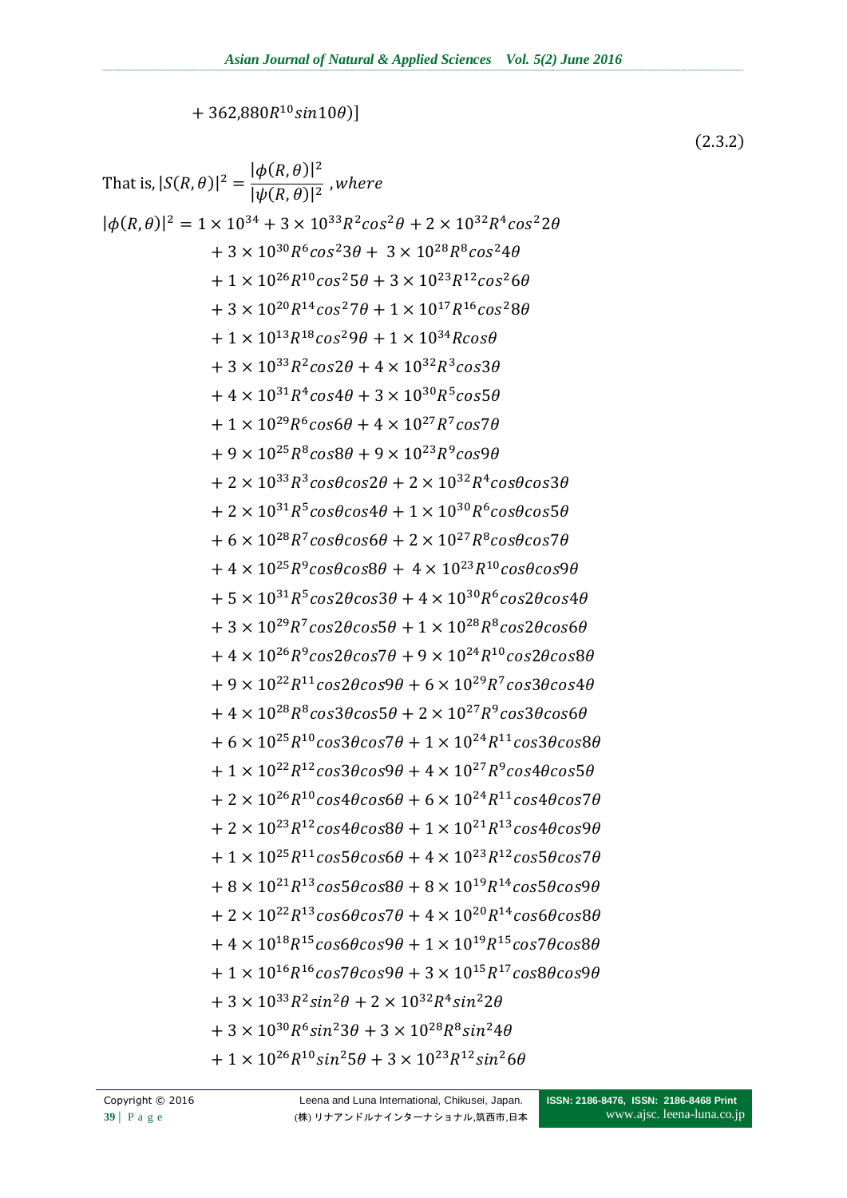$$+ 362{,}880R^{10}\sin 10\theta)]$$

$$(2.3.2)$$

That is, $|S(R,\theta)|^2 = \dfrac{|\phi(R,\theta)|^2}{|\psi(R,\theta)|^2}$ ,*where*

$$
\begin{aligned}
|\phi(R,\theta)|^2 = {} & 1\times 10^{34} + 3\times 10^{33}R^2\cos^2\theta + 2\times 10^{32}R^4\cos^2 2\theta \\
& + 3\times 10^{30}R^6\cos^2 3\theta + 3\times 10^{28}R^8\cos^2 4\theta \\
& + 1\times 10^{26}R^{10}\cos^2 5\theta + 3\times 10^{23}R^{12}\cos^2 6\theta \\
& + 3\times 10^{20}R^{14}\cos^2 7\theta + 1\times 10^{17}R^{16}\cos^2 8\theta \\
& + 1\times 10^{13}R^{18}\cos^2 9\theta + 1\times 10^{34}R\cos\theta \\
& + 3\times 10^{33}R^2\cos 2\theta + 4\times 10^{32}R^3\cos 3\theta \\
& + 4\times 10^{31}R^4\cos 4\theta + 3\times 10^{30}R^5\cos 5\theta \\
& + 1\times 10^{29}R^6\cos 6\theta + 4\times 10^{27}R^7\cos 7\theta \\
& + 9\times 10^{25}R^8\cos 8\theta + 9\times 10^{23}R^9\cos 9\theta \\
& + 2\times 10^{33}R^3\cos\theta\cos 2\theta + 2\times 10^{32}R^4\cos\theta\cos 3\theta \\
& + 2\times 10^{31}R^5\cos\theta\cos 4\theta + 1\times 10^{30}R^6\cos\theta\cos 5\theta \\
& + 6\times 10^{28}R^7\cos\theta\cos 6\theta + 2\times 10^{27}R^8\cos\theta\cos 7\theta \\
& + 4\times 10^{25}R^9\cos\theta\cos 8\theta + 4\times 10^{23}R^{10}\cos\theta\cos 9\theta \\
& + 5\times 10^{31}R^5\cos 2\theta\cos 3\theta + 4\times 10^{30}R^6\cos 2\theta\cos 4\theta \\
& + 3\times 10^{29}R^7\cos 2\theta\cos 5\theta + 1\times 10^{28}R^8\cos 2\theta\cos 6\theta \\
& + 4\times 10^{26}R^9\cos 2\theta\cos 7\theta + 9\times 10^{24}R^{10}\cos 2\theta\cos 8\theta \\
& + 9\times 10^{22}R^{11}\cos 2\theta\cos 9\theta + 6\times 10^{29}R^7\cos 3\theta\cos 4\theta \\
& + 4\times 10^{28}R^8\cos 3\theta\cos 5\theta + 2\times 10^{27}R^9\cos 3\theta\cos 6\theta \\
& + 6\times 10^{25}R^{10}\cos 3\theta\cos 7\theta + 1\times 10^{24}R^{11}\cos 3\theta\cos 8\theta \\
& + 1\times 10^{22}R^{12}\cos 3\theta\cos 9\theta + 4\times 10^{27}R^9\cos 4\theta\cos 5\theta \\
& + 2\times 10^{26}R^{10}\cos 4\theta\cos 6\theta + 6\times 10^{24}R^{11}\cos 4\theta\cos 7\theta \\
& + 2\times 10^{23}R^{12}\cos 4\theta\cos 8\theta + 1\times 10^{21}R^{13}\cos 4\theta\cos 9\theta \\
& + 1\times 10^{25}R^{11}\cos 5\theta\cos 6\theta + 4\times 10^{23}R^{12}\cos 5\theta\cos 7\theta \\
& + 8\times 10^{21}R^{13}\cos 5\theta\cos 8\theta + 8\times 10^{19}R^{14}\cos 5\theta\cos 9\theta \\
& + 2\times 10^{22}R^{13}\cos 6\theta\cos 7\theta + 4\times 10^{20}R^{14}\cos 6\theta\cos 8\theta \\
& + 4\times 10^{18}R^{15}\cos 6\theta\cos 9\theta + 1\times 10^{19}R^{15}\cos 7\theta\cos 8\theta \\
& + 1\times 10^{16}R^{16}\cos 7\theta\cos 9\theta + 3\times 10^{15}R^{17}\cos 8\theta\cos 9\theta \\
& + 3\times 10^{33}R^2\sin^2\theta + 2\times 10^{32}R^4\sin^2 2\theta \\
& + 3\times 10^{30}R^6\sin^2 3\theta + 3\times 10^{28}R^8\sin^2 4\theta \\
& + 1\times 10^{26}R^{10}\sin^2 5\theta + 3\times 10^{23}R^{12}\sin^2 6\theta
\end{aligned}
$$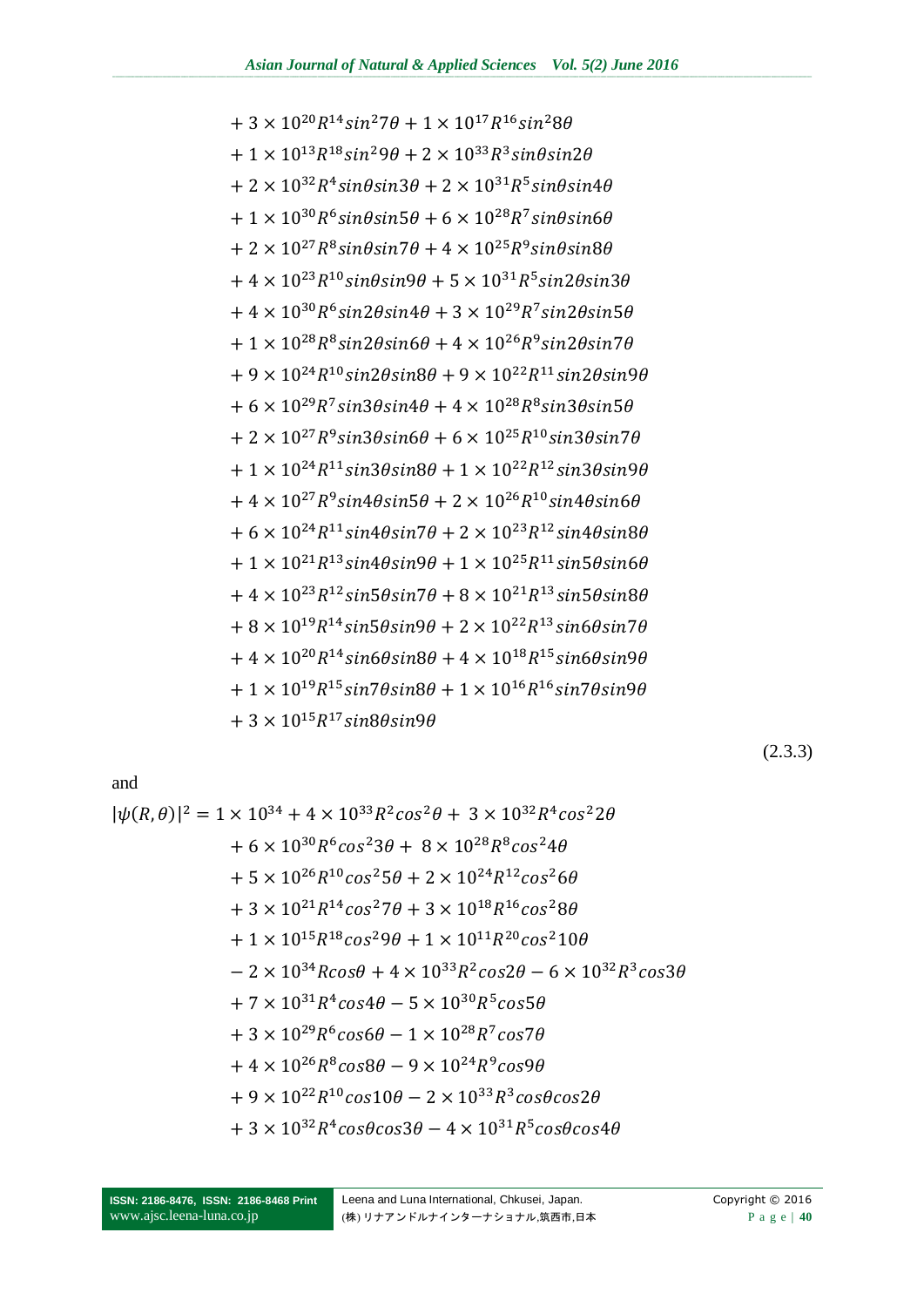$$
\begin{aligned}
&+3\times10^{20}R^{14}sin^{2}7\theta+1\times10^{17}R^{16}sin^{2}8\theta\\
&+1\times10^{13}R^{18}sin^{2}9\theta+2\times10^{33}R^{3}sin\theta sin2\theta\\
&+2\times10^{32}R^{4}sin\theta sin3\theta+2\times10^{31}R^{5}sin\theta sin4\theta\\
&+1\times10^{30}R^{6}sin\theta sin5\theta+6\times10^{28}R^{7}sin\theta sin6\theta\\
&+2\times10^{27}R^{8}sin\theta sin7\theta+4\times10^{25}R^{9}sin\theta sin8\theta\\
&+4\times10^{23}R^{10}sin\theta sin9\theta+5\times10^{31}R^{5}sin2\theta sin3\theta\\
&+4\times10^{30}R^{6}sin2\theta sin4\theta+3\times10^{29}R^{7}sin2\theta sin5\theta\\
&+1\times10^{28}R^{8}sin2\theta sin6\theta+4\times10^{26}R^{9}sin2\theta sin7\theta\\
&+9\times10^{24}R^{10}sin2\theta sin8\theta+9\times10^{22}R^{11}sin2\theta sin9\theta\\
&+6\times10^{29}R^{7}sin3\theta sin4\theta+4\times10^{28}R^{8}sin3\theta sin5\theta\\
&+2\times10^{27}R^{9}sin3\theta sin6\theta+6\times10^{25}R^{10}sin3\theta sin7\theta\\
&+1\times10^{24}R^{11}sin3\theta sin8\theta+1\times10^{22}R^{12}sin3\theta sin9\theta\\
&+4\times10^{27}R^{9}sin4\theta sin5\theta+2\times10^{26}R^{10}sin4\theta sin6\theta\\
&+6\times10^{24}R^{11}sin4\theta sin7\theta+2\times10^{23}R^{12}sin4\theta sin8\theta\\
&+1\times10^{21}R^{13}sin4\theta sin9\theta+1\times10^{25}R^{11}sin5\theta sin6\theta\\
&+4\times10^{23}R^{12}sin5\theta sin7\theta+8\times10^{21}R^{13}sin5\theta sin8\theta\\
&+8\times10^{19}R^{14}sin5\theta sin9\theta+2\times10^{22}R^{13}sin6\theta sin7\theta\\
&+4\times10^{20}R^{14}sin6\theta sin8\theta+4\times10^{18}R^{15}sin6\theta sin9\theta\\
&+1\times10^{19}R^{15}sin7\theta sin8\theta+1\times10^{16}R^{16}sin7\theta sin9\theta\\
&+3\times10^{15}R^{17}sin8\theta sin9\theta
\end{aligned}
\tag{2.3.3}
$$

and

$$
\begin{aligned}
|\psi(R,\theta)|^{2}=&\,1\times10^{34}+4\times10^{33}R^{2}cos^{2}\theta+3\times10^{32}R^{4}cos^{2}2\theta\\
&+6\times10^{30}R^{6}cos^{2}3\theta+8\times10^{28}R^{8}cos^{2}4\theta\\
&+5\times10^{26}R^{10}cos^{2}5\theta+2\times10^{24}R^{12}cos^{2}6\theta\\
&+3\times10^{21}R^{14}cos^{2}7\theta+3\times10^{18}R^{16}cos^{2}8\theta\\
&+1\times10^{15}R^{18}cos^{2}9\theta+1\times10^{11}R^{20}cos^{2}10\theta\\
&-2\times10^{34}Rcos\theta+4\times10^{33}R^{2}cos2\theta-6\times10^{32}R^{3}cos3\theta\\
&+7\times10^{31}R^{4}cos4\theta-5\times10^{30}R^{5}cos5\theta\\
&+3\times10^{29}R^{6}cos6\theta-1\times10^{28}R^{7}cos7\theta\\
&+4\times10^{26}R^{8}cos8\theta-9\times10^{24}R^{9}cos9\theta\\
&+9\times10^{22}R^{10}cos10\theta-2\times10^{33}R^{3}cos\theta cos2\theta\\
&+3\times10^{32}R^{4}cos\theta cos3\theta-4\times10^{31}R^{5}cos\theta cos4\theta
\end{aligned}
$$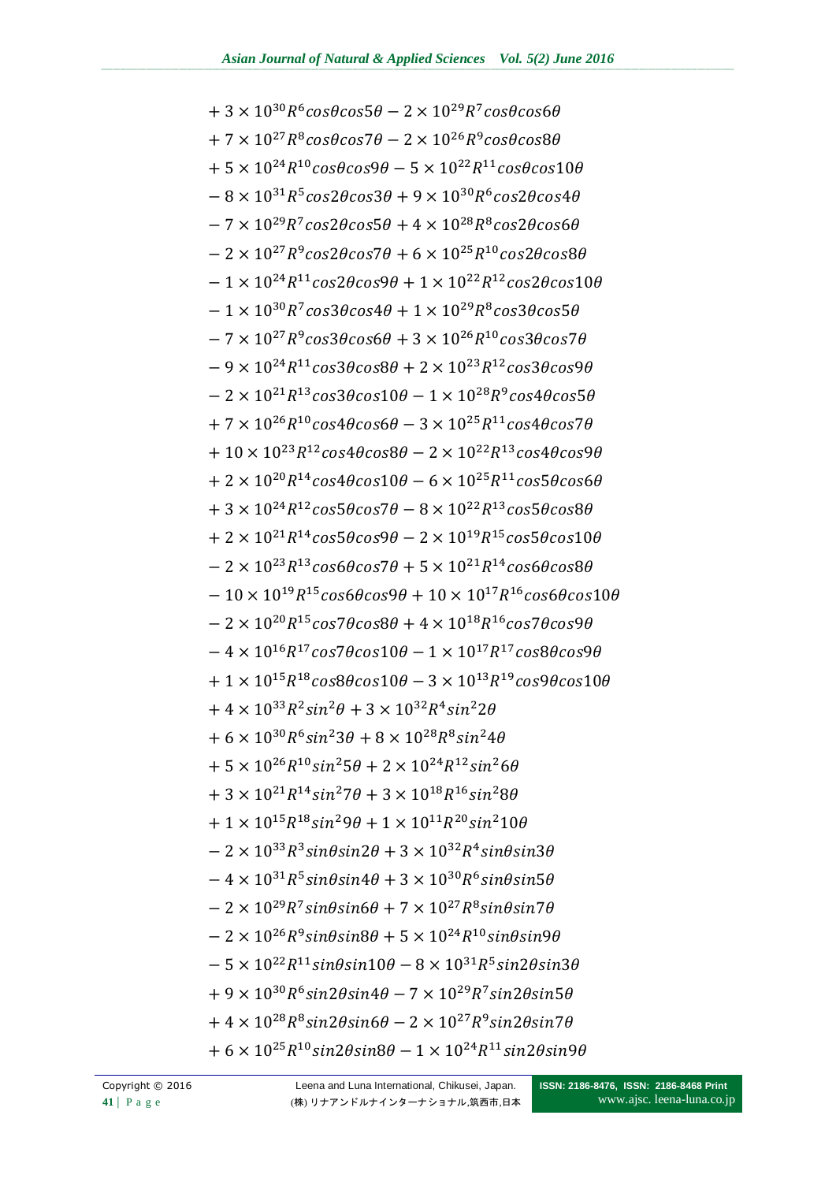$$+\,3\times10^{30}R^{6}cos\theta cos5\theta-2\times10^{29}R^{7}cos\theta cos6\theta$$
$$+\,7\times10^{27}R^{8}cos\theta cos7\theta-2\times10^{26}R^{9}cos\theta cos8\theta$$
$$+\,5\times10^{24}R^{10}cos\theta cos9\theta-5\times10^{22}R^{11}cos\theta cos10\theta$$
$$-\,8\times10^{31}R^{5}cos2\theta cos3\theta+9\times10^{30}R^{6}cos2\theta cos4\theta$$
$$-\,7\times10^{29}R^{7}cos2\theta cos5\theta+4\times10^{28}R^{8}cos2\theta cos6\theta$$
$$-\,2\times10^{27}R^{9}cos2\theta cos7\theta+6\times10^{25}R^{10}cos2\theta cos8\theta$$
$$-\,1\times10^{24}R^{11}cos2\theta cos9\theta+1\times10^{22}R^{12}cos2\theta cos10\theta$$
$$-\,1\times10^{30}R^{7}cos3\theta cos4\theta+1\times10^{29}R^{8}cos3\theta cos5\theta$$
$$-\,7\times10^{27}R^{9}cos3\theta cos6\theta+3\times10^{26}R^{10}cos3\theta cos7\theta$$
$$-\,9\times10^{24}R^{11}cos3\theta cos8\theta+2\times10^{23}R^{12}cos3\theta cos9\theta$$
$$-\,2\times10^{21}R^{13}cos3\theta cos10\theta-1\times10^{28}R^{9}cos4\theta cos5\theta$$
$$+\,7\times10^{26}R^{10}cos4\theta cos6\theta-3\times10^{25}R^{11}cos4\theta cos7\theta$$
$$+\,10\times10^{23}R^{12}cos4\theta cos8\theta-2\times10^{22}R^{13}cos4\theta cos9\theta$$
$$+\,2\times10^{20}R^{14}cos4\theta cos10\theta-6\times10^{25}R^{11}cos5\theta cos6\theta$$
$$+\,3\times10^{24}R^{12}cos5\theta cos7\theta-8\times10^{22}R^{13}cos5\theta cos8\theta$$
$$+\,2\times10^{21}R^{14}cos5\theta cos9\theta-2\times10^{19}R^{15}cos5\theta cos10\theta$$
$$-\,2\times10^{23}R^{13}cos6\theta cos7\theta+5\times10^{21}R^{14}cos6\theta cos8\theta$$
$$-\,10\times10^{19}R^{15}cos6\theta cos9\theta+10\times10^{17}R^{16}cos6\theta cos10\theta$$
$$-\,2\times10^{20}R^{15}cos7\theta cos8\theta+4\times10^{18}R^{16}cos7\theta cos9\theta$$
$$-\,4\times10^{16}R^{17}cos7\theta cos10\theta-1\times10^{17}R^{17}cos8\theta cos9\theta$$
$$+\,1\times10^{15}R^{18}cos8\theta cos10\theta-3\times10^{13}R^{19}cos9\theta cos10\theta$$
$$+\,4\times10^{33}R^{2}sin^{2}\theta+3\times10^{32}R^{4}sin^{2}2\theta$$
$$+\,6\times10^{30}R^{6}sin^{2}3\theta+8\times10^{28}R^{8}sin^{2}4\theta$$
$$+\,5\times10^{26}R^{10}sin^{2}5\theta+2\times10^{24}R^{12}sin^{2}6\theta$$
$$+\,3\times10^{21}R^{14}sin^{2}7\theta+3\times10^{18}R^{16}sin^{2}8\theta$$
$$+\,1\times10^{15}R^{18}sin^{2}9\theta+1\times10^{11}R^{20}sin^{2}10\theta$$
$$-\,2\times10^{33}R^{3}sin\theta sin2\theta+3\times10^{32}R^{4}sin\theta sin3\theta$$
$$-\,4\times10^{31}R^{5}sin\theta sin4\theta+3\times10^{30}R^{6}sin\theta sin5\theta$$
$$-\,2\times10^{29}R^{7}sin\theta sin6\theta+7\times10^{27}R^{8}sin\theta sin7\theta$$
$$-\,2\times10^{26}R^{9}sin\theta sin8\theta+5\times10^{24}R^{10}sin\theta sin9\theta$$
$$-\,5\times10^{22}R^{11}sin\theta sin10\theta-8\times10^{31}R^{5}sin2\theta sin3\theta$$
$$+\,9\times10^{30}R^{6}sin2\theta sin4\theta-7\times10^{29}R^{7}sin2\theta sin5\theta$$
$$+\,4\times10^{28}R^{8}sin2\theta sin6\theta-2\times10^{27}R^{9}sin2\theta sin7\theta$$
$$+\,6\times10^{25}R^{10}sin2\theta sin8\theta-1\times10^{24}R^{11}sin2\theta sin9\theta$$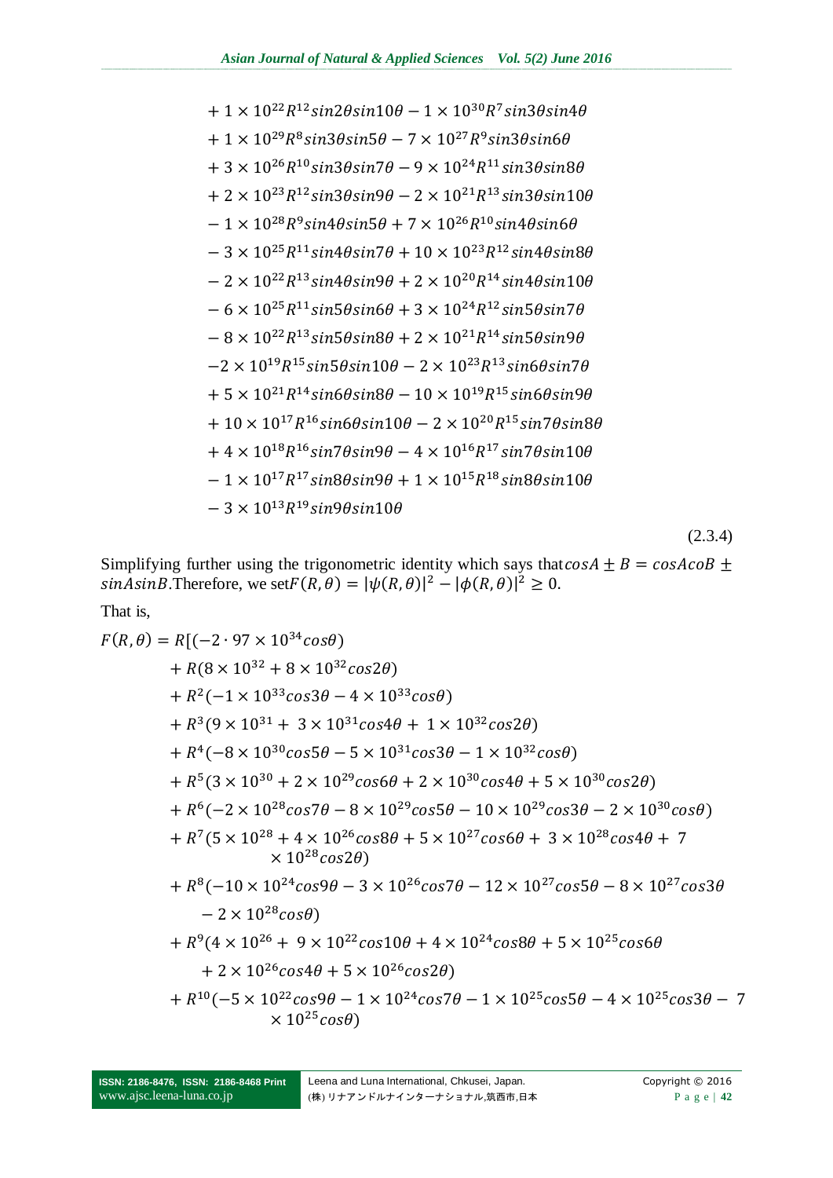$$
\begin{aligned}
&+ 1\times10^{22}R^{12}sin2\theta sin10\theta - 1\times10^{30}R^{7}sin3\theta sin4\theta\\
&+ 1\times10^{29}R^{8}sin3\theta sin5\theta - 7\times10^{27}R^{9}sin3\theta sin6\theta\\
&+ 3\times10^{26}R^{10}sin3\theta sin7\theta - 9\times10^{24}R^{11}sin3\theta sin8\theta\\
&+ 2\times10^{23}R^{12}sin3\theta sin9\theta - 2\times10^{21}R^{13}sin3\theta sin10\theta\\
&- 1\times10^{28}R^{9}sin4\theta sin5\theta + 7\times10^{26}R^{10}sin4\theta sin6\theta\\
&- 3\times10^{25}R^{11}sin4\theta sin7\theta + 10\times10^{23}R^{12}sin4\theta sin8\theta\\
&- 2\times10^{22}R^{13}sin4\theta sin9\theta + 2\times10^{20}R^{14}sin4\theta sin10\theta\\
&- 6\times10^{25}R^{11}sin5\theta sin6\theta + 3\times10^{24}R^{12}sin5\theta sin7\theta\\
&- 8\times10^{22}R^{13}sin5\theta sin8\theta + 2\times10^{21}R^{14}sin5\theta sin9\theta\\
&-2\times10^{19}R^{15}sin5\theta sin10\theta - 2\times10^{23}R^{13}sin6\theta sin7\theta\\
&+ 5\times10^{21}R^{14}sin6\theta sin8\theta - 10\times10^{19}R^{15}sin6\theta sin9\theta\\
&+ 10\times10^{17}R^{16}sin6\theta sin10\theta - 2\times10^{20}R^{15}sin7\theta sin8\theta\\
&+ 4\times10^{18}R^{16}sin7\theta sin9\theta - 4\times10^{16}R^{17}sin7\theta sin10\theta\\
&- 1\times10^{17}R^{17}sin8\theta sin9\theta + 1\times10^{15}R^{18}sin8\theta sin10\theta\\
&- 3\times10^{13}R^{19}sin9\theta sin10\theta
\end{aligned}
\tag{2.3.4}
$$

Simplifying further using the trigonometric identity which says that $cosA \pm B = cosAcoB \pm sinAsinB$. Therefore, we set $F(R,\theta) = |\psi(R,\theta)|^2 - |\phi(R,\theta)|^2 \geq 0$.

That is,

$$
\begin{aligned}
F(R,\theta) = R[&(-2\cdot 97\times10^{34}cos\theta)\\
&+ R(8\times10^{32} + 8\times10^{32}cos2\theta)\\
&+ R^2(-1\times10^{33}cos3\theta - 4\times10^{33}cos\theta)\\
&+ R^3(9\times10^{31} + 3\times10^{31}cos4\theta + 1\times10^{32}cos2\theta)\\
&+ R^4(-8\times10^{30}cos5\theta - 5\times10^{31}cos3\theta - 1\times10^{32}cos\theta)\\
&+ R^5(3\times10^{30} + 2\times10^{29}cos6\theta + 2\times10^{30}cos4\theta + 5\times10^{30}cos2\theta)\\
&+ R^6(-2\times10^{28}cos7\theta - 8\times10^{29}cos5\theta - 10\times10^{29}cos3\theta - 2\times10^{30}cos\theta)\\
&+ R^7(5\times10^{28} + 4\times10^{26}cos8\theta + 5\times10^{27}cos6\theta + 3\times10^{28}cos4\theta + 7\\
&\quad\times10^{28}cos2\theta)\\
&+ R^8(-10\times10^{24}cos9\theta - 3\times10^{26}cos7\theta - 12\times10^{27}cos5\theta - 8\times10^{27}cos3\theta\\
&\quad - 2\times10^{28}cos\theta)\\
&+ R^9(4\times10^{26} + 9\times10^{22}cos10\theta + 4\times10^{24}cos8\theta + 5\times10^{25}cos6\theta\\
&\quad + 2\times10^{26}cos4\theta + 5\times10^{26}cos2\theta)\\
&+ R^{10}(-5\times10^{22}cos9\theta - 1\times10^{24}cos7\theta - 1\times10^{25}cos5\theta - 4\times10^{25}cos3\theta - 7\\
&\quad\times10^{25}cos\theta)
\end{aligned}
$$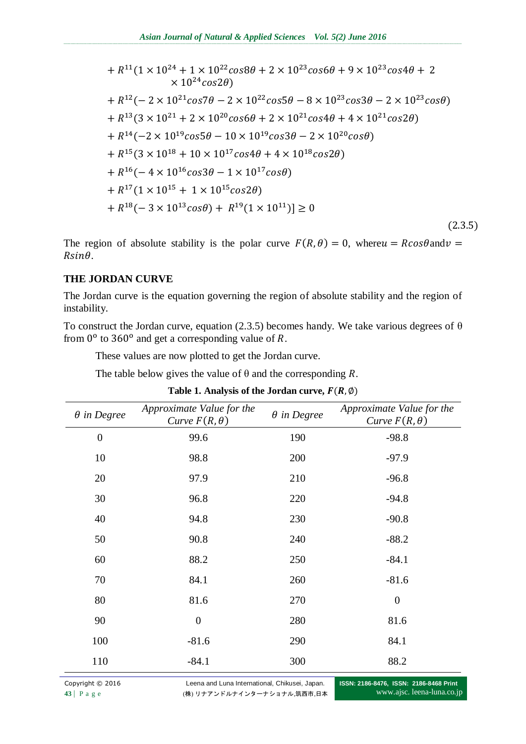$$
\begin{aligned}
&+ R^{11}(1 \times 10^{24} + 1 \times 10^{22} cos8\theta + 2 \times 10^{23} cos6\theta + 9 \times 10^{23} cos4\theta + 2 \times 10^{24} cos2\theta) \\
&+ R^{12}(-2 \times 10^{21} cos7\theta - 2 \times 10^{22} cos5\theta - 8 \times 10^{23} cos3\theta - 2 \times 10^{23} cos\theta) \\
&+ R^{13}(3 \times 10^{21} + 2 \times 10^{20} cos6\theta + 2 \times 10^{21} cos4\theta + 4 \times 10^{21} cos2\theta) \\
&+ R^{14}(-2 \times 10^{19} cos5\theta - 10 \times 10^{19} cos3\theta - 2 \times 10^{20} cos\theta) \\
&+ R^{15}(3 \times 10^{18} + 10 \times 10^{17} cos4\theta + 4 \times 10^{18} cos2\theta) \\
&+ R^{16}(-4 \times 10^{16} cos3\theta - 1 \times 10^{17} cos\theta) \\
&+ R^{17}(1 \times 10^{15} + 1 \times 10^{15} cos2\theta) \\
&+ R^{18}(-3 \times 10^{13} cos\theta) + R^{19}(1 \times 10^{11})] \geq 0
\end{aligned}
\tag{2.3.5}
$$

The region of absolute stability is the polar curve $F(R, \theta) = 0$, where $u = Rcos\theta$ and $v = Rsin\theta$.

## THE JORDAN CURVE

The Jordan curve is the equation governing the region of absolute stability and the region of instability.

To construct the Jordan curve, equation (2.3.5) becomes handy. We take various degrees of θ from $0^{o}$ to $360^{o}$ and get a corresponding value of $R$.

These values are now plotted to get the Jordan curve.

The table below gives the value of θ and the corresponding $R$.

**Table 1. Analysis of the Jordan curve, $F(R, \emptyset)$**

| *θ in Degree* | *Approximate Value for the Curve $F(R, \theta)$* | *θ in Degree* | *Approximate Value for the Curve $F(R, \theta)$* |
|---|---|---|---|
| 0 | 99.6 | 190 | -98.8 |
| 10 | 98.8 | 200 | -97.9 |
| 20 | 97.9 | 210 | -96.8 |
| 30 | 96.8 | 220 | -94.8 |
| 40 | 94.8 | 230 | -90.8 |
| 50 | 90.8 | 240 | -88.2 |
| 60 | 88.2 | 250 | -84.1 |
| 70 | 84.1 | 260 | -81.6 |
| 80 | 81.6 | 270 | 0 |
| 90 | 0 | 280 | 81.6 |
| 100 | -81.6 | 290 | 84.1 |
| 110 | -84.1 | 300 | 88.2 |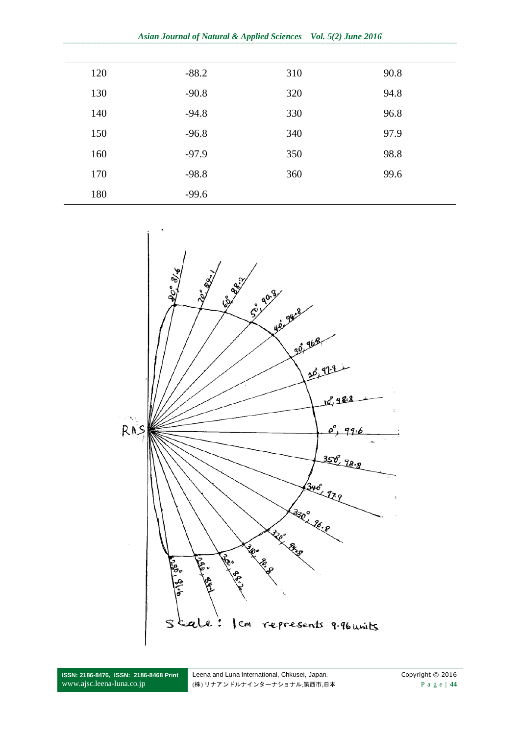| | | | |
|---|---|---|---|
| 120 | -88.2 | 310 | 90.8 |
| 130 | -90.8 | 320 | 94.8 |
| 140 | -94.8 | 330 | 96.8 |
| 150 | -96.8 | 340 | 97.9 |
| 160 | -97.9 | 350 | 98.8 |
| 170 | -98.8 | 360 | 99.6 |
| 180 | -99.6 | | |

Scale: 1cm represents 9.96 units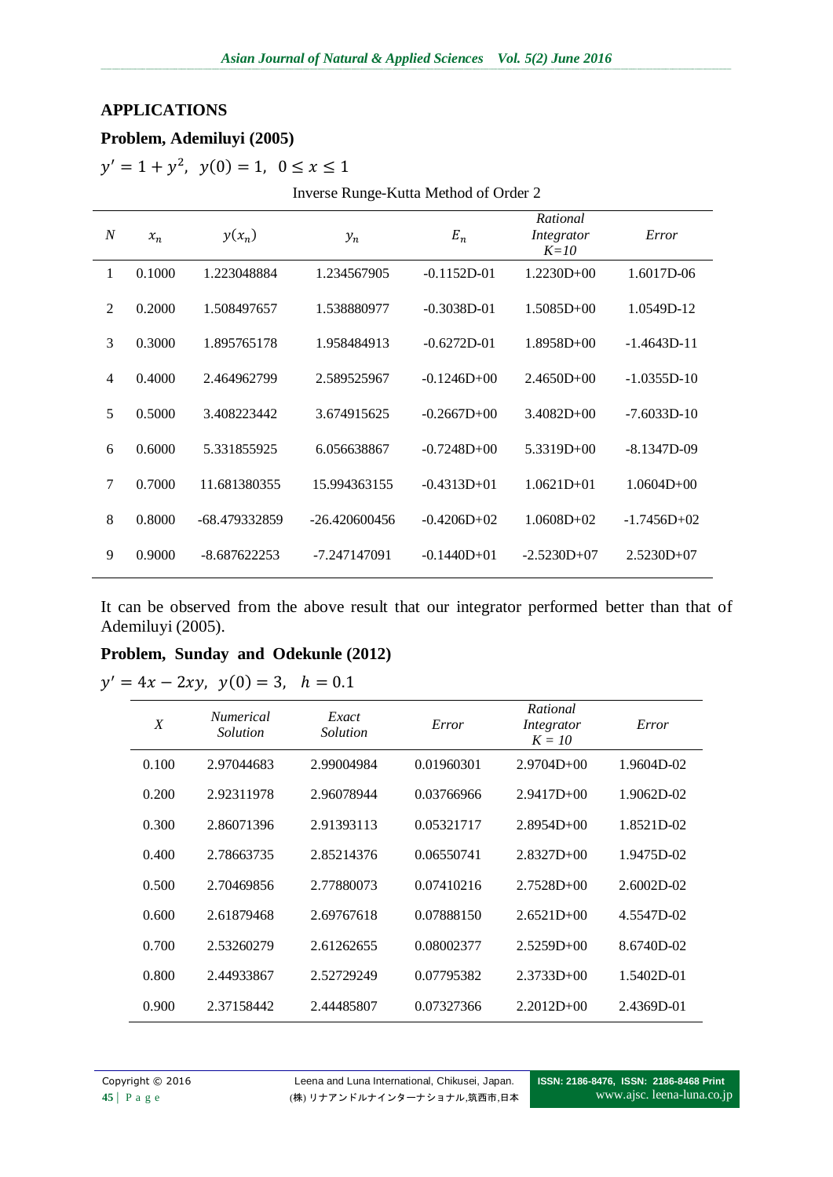## APPLICATIONS

### Problem, Ademiluyi (2005)

$y' = 1 + y^2, \; y(0) = 1, \; 0 \leq x \leq 1$

Inverse Runge-Kutta Method of Order 2

| $N$ | $x_n$ | $y(x_n)$ | $y_n$ | $E_n$ | *Rational Integrator K=10* | *Error* |
|---|---|---|---|---|---|---|
| 1 | 0.1000 | 1.223048884 | 1.234567905 | -0.1152D-01 | 1.2230D+00 | 1.6017D-06 |
| 2 | 0.2000 | 1.508497657 | 1.538880977 | -0.3038D-01 | 1.5085D+00 | 1.0549D-12 |
| 3 | 0.3000 | 1.895765178 | 1.958484913 | -0.6272D-01 | 1.8958D+00 | -1.4643D-11 |
| 4 | 0.4000 | 2.464962799 | 2.589525967 | -0.1246D+00 | 2.4650D+00 | -1.0355D-10 |
| 5 | 0.5000 | 3.408223442 | 3.674915625 | -0.2667D+00 | 3.4082D+00 | -7.6033D-10 |
| 6 | 0.6000 | 5.331855925 | 6.056638867 | -0.7248D+00 | 5.3319D+00 | -8.1347D-09 |
| 7 | 0.7000 | 11.681380355 | 15.994363155 | -0.4313D+01 | 1.0621D+01 | 1.0604D+00 |
| 8 | 0.8000 | -68.479332859 | -26.420600456 | -0.4206D+02 | 1.0608D+02 | -1.7456D+02 |
| 9 | 0.9000 | -8.687622253 | -7.247147091 | -0.1440D+01 | -2.5230D+07 | 2.5230D+07 |

It can be observed from the above result that our integrator performed better than that of Ademiluyi (2005).

### Problem, Sunday and Odekunle (2012)

$y' = 4x - 2xy, \; y(0) = 3, \;\; h = 0.1$

| *X* | *Numerical Solution* | *Exact Solution* | *Error* | *Rational Integrator K = 10* | *Error* |
|---|---|---|---|---|---|
| 0.100 | 2.97044683 | 2.99004984 | 0.01960301 | 2.9704D+00 | 1.9604D-02 |
| 0.200 | 2.92311978 | 2.96078944 | 0.03766966 | 2.9417D+00 | 1.9062D-02 |
| 0.300 | 2.86071396 | 2.91393113 | 0.05321717 | 2.8954D+00 | 1.8521D-02 |
| 0.400 | 2.78663735 | 2.85214376 | 0.06550741 | 2.8327D+00 | 1.9475D-02 |
| 0.500 | 2.70469856 | 2.77880073 | 0.07410216 | 2.7528D+00 | 2.6002D-02 |
| 0.600 | 2.61879468 | 2.69767618 | 0.07888150 | 2.6521D+00 | 4.5547D-02 |
| 0.700 | 2.53260279 | 2.61262655 | 0.08002377 | 2.5259D+00 | 8.6740D-02 |
| 0.800 | 2.44933867 | 2.52729249 | 0.07795382 | 2.3733D+00 | 1.5402D-01 |
| 0.900 | 2.37158442 | 2.44485807 | 0.07327366 | 2.2012D+00 | 2.4369D-01 |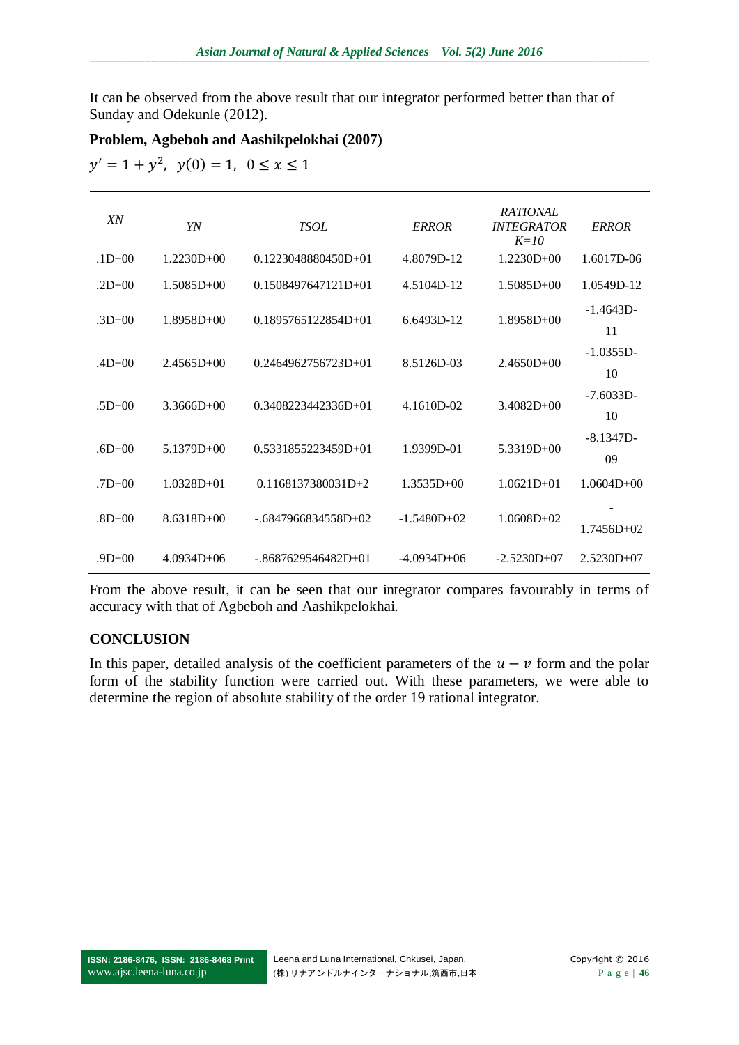It can be observed from the above result that our integrator performed better than that of Sunday and Odekunle (2012).

**Problem, Agbeboh and Aashikpelokhai (2007)**

$$y' = 1 + y^2, \;\; y(0) = 1, \;\; 0 \le x \le 1$$

| *XN* | *YN* | *TSOL* | *ERROR* | *RATIONAL INTEGRATOR K=10* | *ERROR* |
|---|---|---|---|---|---|
| .1D+00 | 1.2230D+00 | 0.1223048880450D+01 | 4.8079D-12 | 1.2230D+00 | 1.6017D-06 |
| .2D+00 | 1.5085D+00 | 0.1508497647121D+01 | 4.5104D-12 | 1.5085D+00 | 1.0549D-12 |
| .3D+00 | 1.8958D+00 | 0.1895765122854D+01 | 6.6493D-12 | 1.8958D+00 | -1.4643D-11 |
| .4D+00 | 2.4565D+00 | 0.2464962756723D+01 | 8.5126D-03 | 2.4650D+00 | -1.0355D-10 |
| .5D+00 | 3.3666D+00 | 0.3408223442336D+01 | 4.1610D-02 | 3.4082D+00 | -7.6033D-10 |
| .6D+00 | 5.1379D+00 | 0.5331855223459D+01 | 1.9399D-01 | 5.3319D+00 | -8.1347D-09 |
| .7D+00 | 1.0328D+01 | 0.1168137380031D+2 | 1.3535D+00 | 1.0621D+01 | 1.0604D+00 |
| .8D+00 | 8.6318D+00 | -.6847966834558D+02 | -1.5480D+02 | 1.0608D+02 | -1.7456D+02 |
| .9D+00 | 4.0934D+06 | -.8687629546482D+01 | -4.0934D+06 | -2.5230D+07 | 2.5230D+07 |

From the above result, it can be seen that our integrator compares favourably in terms of accuracy with that of Agbeboh and Aashikpelokhai.

## CONCLUSION

In this paper, detailed analysis of the coefficient parameters of the $u - v$ form and the polar form of the stability function were carried out. With these parameters, we were able to determine the region of absolute stability of the order 19 rational integrator.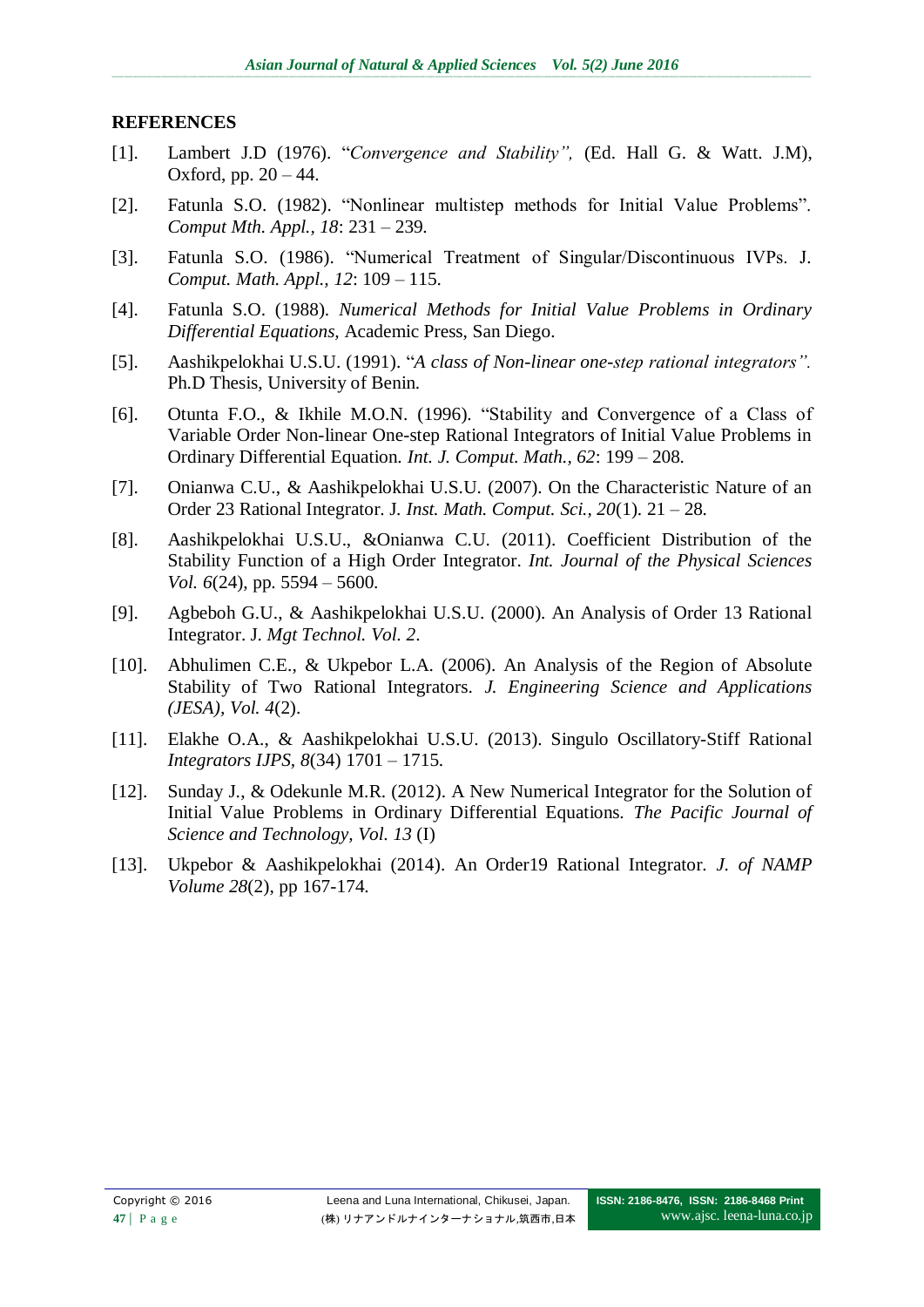## REFERENCES

[1]. Lambert J.D (1976). "*Convergence and Stability",* (Ed. Hall G. & Watt. J.M), Oxford, pp. 20 – 44.

[2]. Fatunla S.O. (1982). "Nonlinear multistep methods for Initial Value Problems". *Comput Mth. Appl., 18*: 231 – 239.

[3]. Fatunla S.O. (1986). "Numerical Treatment of Singular/Discontinuous IVPs. J. *Comput. Math. Appl., 12*: 109 – 115.

[4]. Fatunla S.O. (1988). *Numerical Methods for Initial Value Problems in Ordinary Differential Equations*, Academic Press, San Diego.

[5]. Aashikpelokhai U.S.U. (1991). "*A class of Non-linear one-step rational integrators".* Ph.D Thesis, University of Benin.

[6]. Otunta F.O., & Ikhile M.O.N. (1996). "Stability and Convergence of a Class of Variable Order Non-linear One-step Rational Integrators of Initial Value Problems in Ordinary Differential Equation. *Int. J. Comput. Math., 62*: 199 – 208.

[7]. Onianwa C.U., & Aashikpelokhai U.S.U. (2007). On the Characteristic Nature of an Order 23 Rational Integrator. J. *Inst. Math. Comput. Sci., 20*(1). 21 – 28.

[8]. Aashikpelokhai U.S.U., &Onianwa C.U. (2011). Coefficient Distribution of the Stability Function of a High Order Integrator. *Int. Journal of the Physical Sciences Vol. 6*(24), pp. 5594 – 5600.

[9]. Agbeboh G.U., & Aashikpelokhai U.S.U. (2000). An Analysis of Order 13 Rational Integrator. J. *Mgt Technol. Vol. 2*.

[10]. Abhulimen C.E., & Ukpebor L.A. (2006). An Analysis of the Region of Absolute Stability of Two Rational Integrators. *J. Engineering Science and Applications (JESA), Vol. 4*(2).

[11]. Elakhe O.A., & Aashikpelokhai U.S.U. (2013). Singulo Oscillatory-Stiff Rational *Integrators IJPS, 8*(34) 1701 – 1715.

[12]. Sunday J., & Odekunle M.R. (2012). A New Numerical Integrator for the Solution of Initial Value Problems in Ordinary Differential Equations. *The Pacific Journal of Science and Technology, Vol. 13* (I)

[13]. Ukpebor & Aashikpelokhai (2014). An Order19 Rational Integrator. *J. of NAMP Volume 28*(2), pp 167-174.